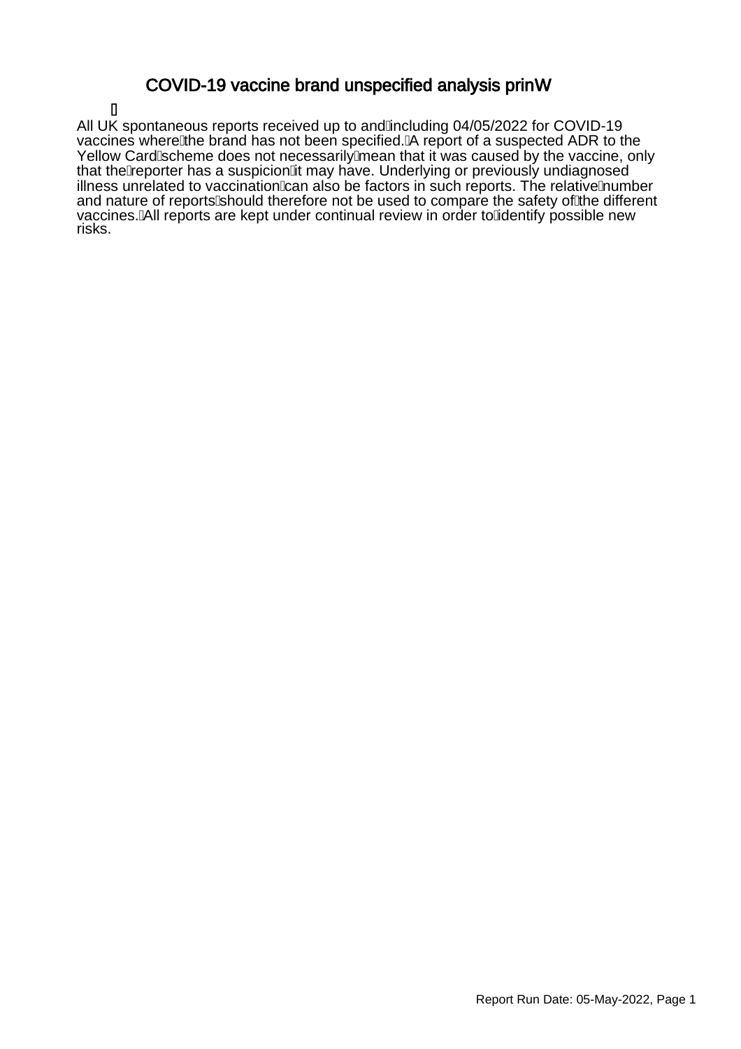# COVID-19 vaccine brand unspecified analysis prinW

All UK spontaneous reports received up to and including 04/05/2022 for COVID-19 vaccines where the brand has not been specified. A report of a suspected ADR to the Yellow Card scheme does not necessarily mean that it was caused by the vaccine, only that the reporter has a suspicion it may have. Underlying or previously undiagnosed illness unrelated to vaccination can also be factors in such reports. The relative number and nature of reports should therefore not be used to compare the safety of the different vaccines. All reports are kept under continual review in order to identify possible new risks.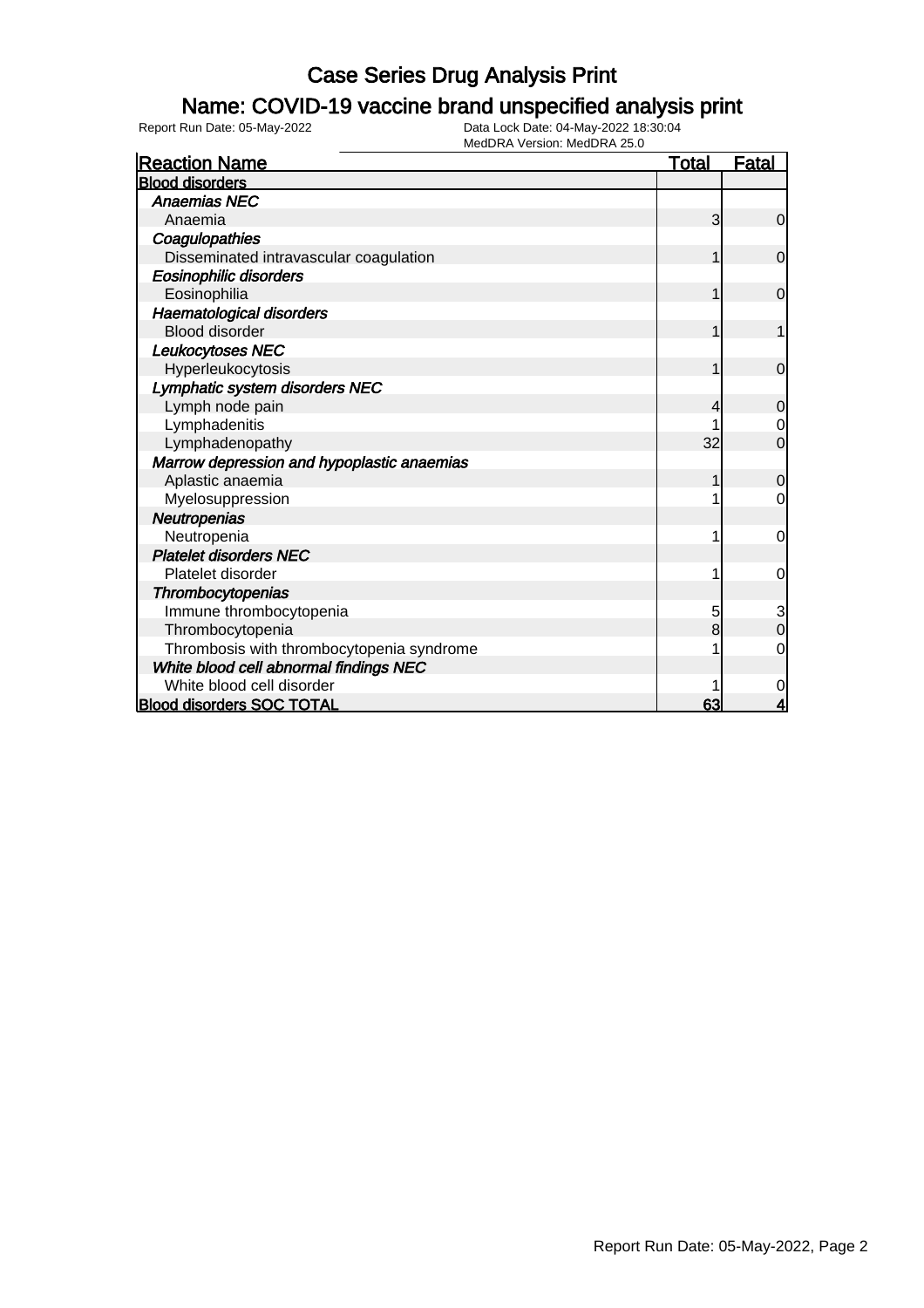# Case Series Drug Analysis Print

## Name: COVID-19 vaccine brand unspecified analysis print

Report Run Date: 05-May-2022

Data Lock Date: 04-May-2022 18:30:04

MedDRA Version: MedDRA 25.0

| Reaction Name | Total | Fatal |
|---|---|---|
| **Blood disorders** | | |
| ***Anaemias NEC*** | | |
| Anaemia | 3 | 0 |
| ***Coagulopathies*** | | |
| Disseminated intravascular coagulation | 1 | 0 |
| ***Eosinophilic disorders*** | | |
| Eosinophilia | 1 | 0 |
| ***Haematological disorders*** | | |
| Blood disorder | 1 | 1 |
| ***Leukocytoses NEC*** | | |
| Hyperleukocytosis | 1 | 0 |
| ***Lymphatic system disorders NEC*** | | |
| Lymph node pain | 4 | 0 |
| Lymphadenitis | 1 | 0 |
| Lymphadenopathy | 32 | 0 |
| ***Marrow depression and hypoplastic anaemias*** | | |
| Aplastic anaemia | 1 | 0 |
| Myelosuppression | 1 | 0 |
| ***Neutropenias*** | | |
| Neutropenia | 1 | 0 |
| ***Platelet disorders NEC*** | | |
| Platelet disorder | 1 | 0 |
| ***Thrombocytopenias*** | | |
| Immune thrombocytopenia | 5 | 3 |
| Thrombocytopenia | 8 | 0 |
| Thrombosis with thrombocytopenia syndrome | 1 | 0 |
| ***White blood cell abnormal findings NEC*** | | |
| White blood cell disorder | 1 | 0 |
| **Blood disorders SOC TOTAL** | **63** | **4** |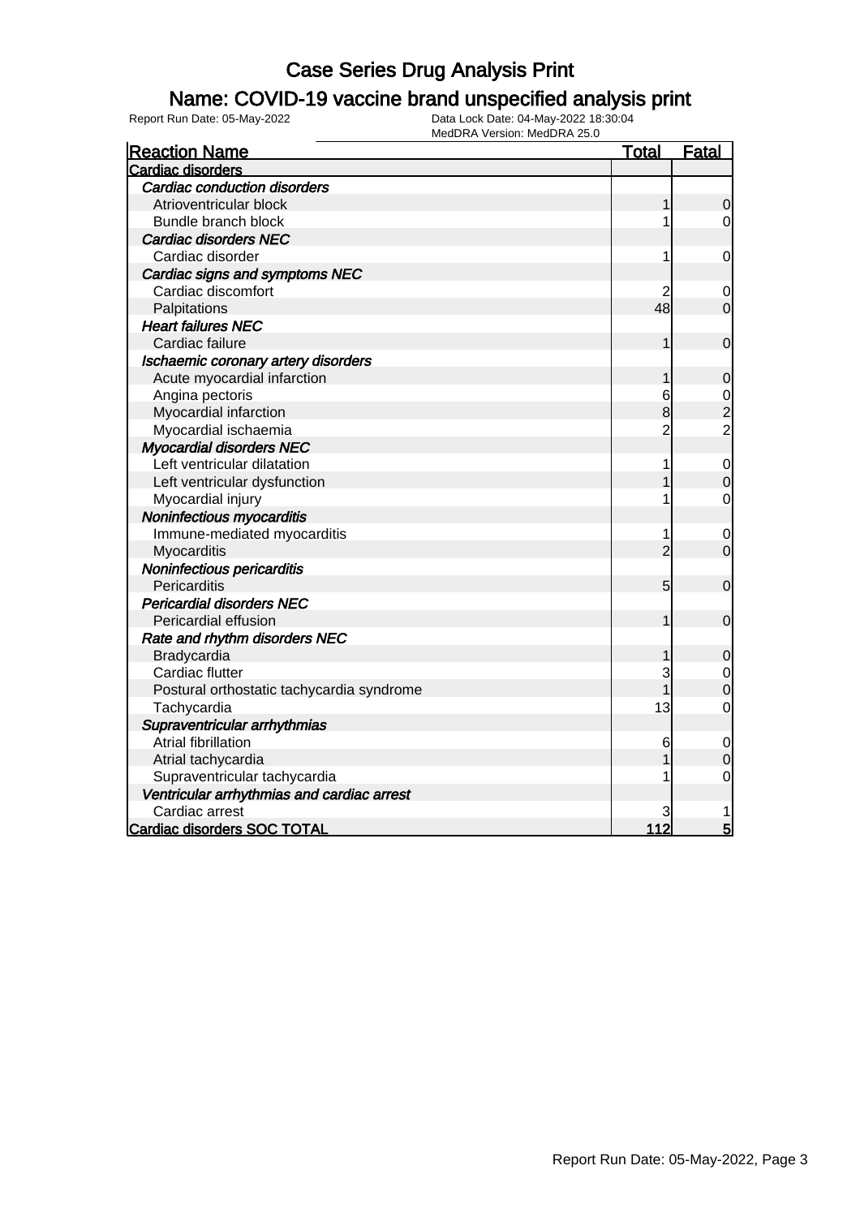# Case Series Drug Analysis Print

## Name: COVID-19 vaccine brand unspecified analysis print

Report Run Date: 05-May-2022

Data Lock Date: 04-May-2022 18:30:04

MedDRA Version: MedDRA 25.0

| Reaction Name | Total | Fatal |
|---|---|---|
| **Cardiac disorders** | | |
| ***Cardiac conduction disorders*** | | |
| Atrioventricular block | 1 | 0 |
| Bundle branch block | 1 | 0 |
| ***Cardiac disorders NEC*** | | |
| Cardiac disorder | 1 | 0 |
| ***Cardiac signs and symptoms NEC*** | | |
| Cardiac discomfort | 2 | 0 |
| Palpitations | 48 | 0 |
| ***Heart failures NEC*** | | |
| Cardiac failure | 1 | 0 |
| ***Ischaemic coronary artery disorders*** | | |
| Acute myocardial infarction | 1 | 0 |
| Angina pectoris | 6 | 0 |
| Myocardial infarction | 8 | 2 |
| Myocardial ischaemia | 2 | 2 |
| ***Myocardial disorders NEC*** | | |
| Left ventricular dilatation | 1 | 0 |
| Left ventricular dysfunction | 1 | 0 |
| Myocardial injury | 1 | 0 |
| ***Noninfectious myocarditis*** | | |
| Immune-mediated myocarditis | 1 | 0 |
| Myocarditis | 2 | 0 |
| ***Noninfectious pericarditis*** | | |
| Pericarditis | 5 | 0 |
| ***Pericardial disorders NEC*** | | |
| Pericardial effusion | 1 | 0 |
| ***Rate and rhythm disorders NEC*** | | |
| Bradycardia | 1 | 0 |
| Cardiac flutter | 3 | 0 |
| Postural orthostatic tachycardia syndrome | 1 | 0 |
| Tachycardia | 13 | 0 |
| ***Supraventricular arrhythmias*** | | |
| Atrial fibrillation | 6 | 0 |
| Atrial tachycardia | 1 | 0 |
| Supraventricular tachycardia | 1 | 0 |
| ***Ventricular arrhythmias and cardiac arrest*** | | |
| Cardiac arrest | 3 | 1 |
| **Cardiac disorders SOC TOTAL** | **112** | **5** |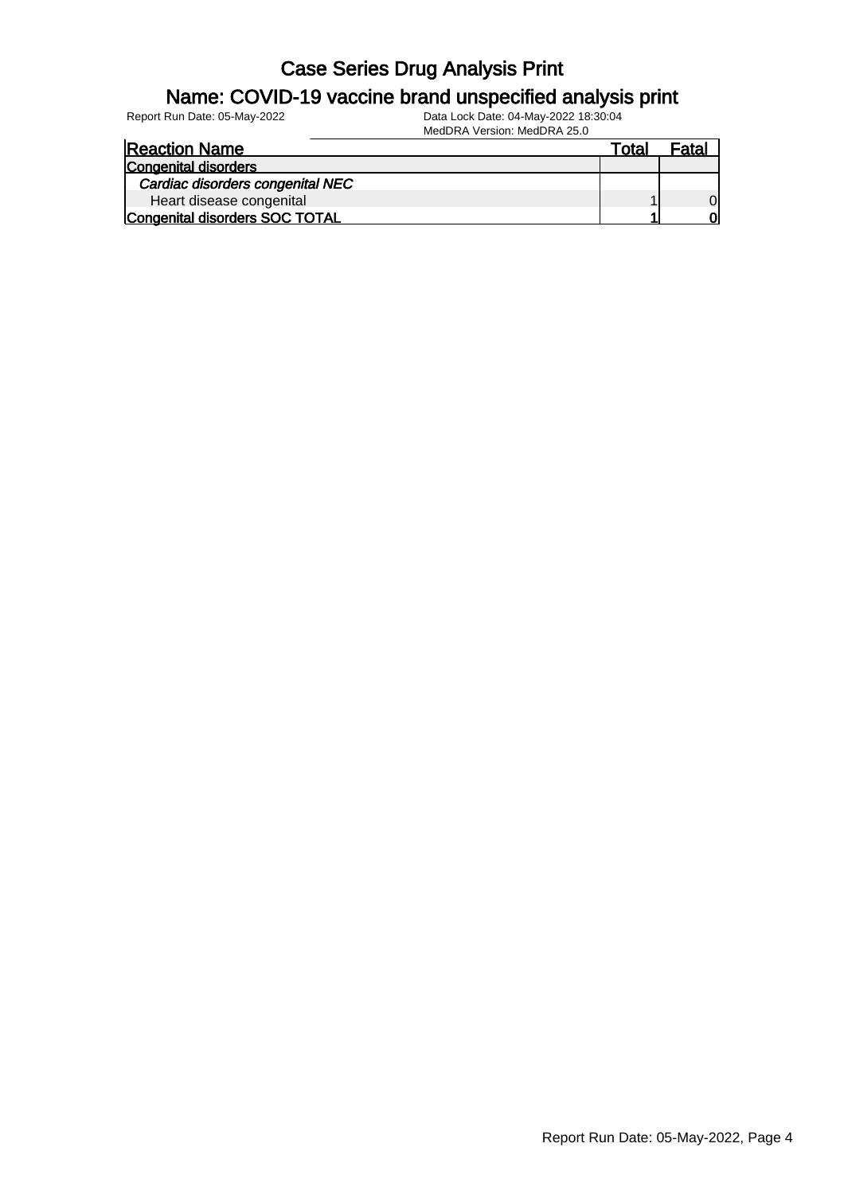# Case Series Drug Analysis Print

## Name: COVID-19 vaccine brand unspecified analysis print

Report Run Date: 05-May-2022

Data Lock Date: 04-May-2022 18:30:04

MedDRA Version: MedDRA 25.0

| Reaction Name | Total | Fatal |
|---|---|---|
| **Congenital disorders** | | |
| *Cardiac disorders congenital NEC* | | |
| Heart disease congenital | 1 | 0 |
| **Congenital disorders SOC TOTAL** | **1** | **0** |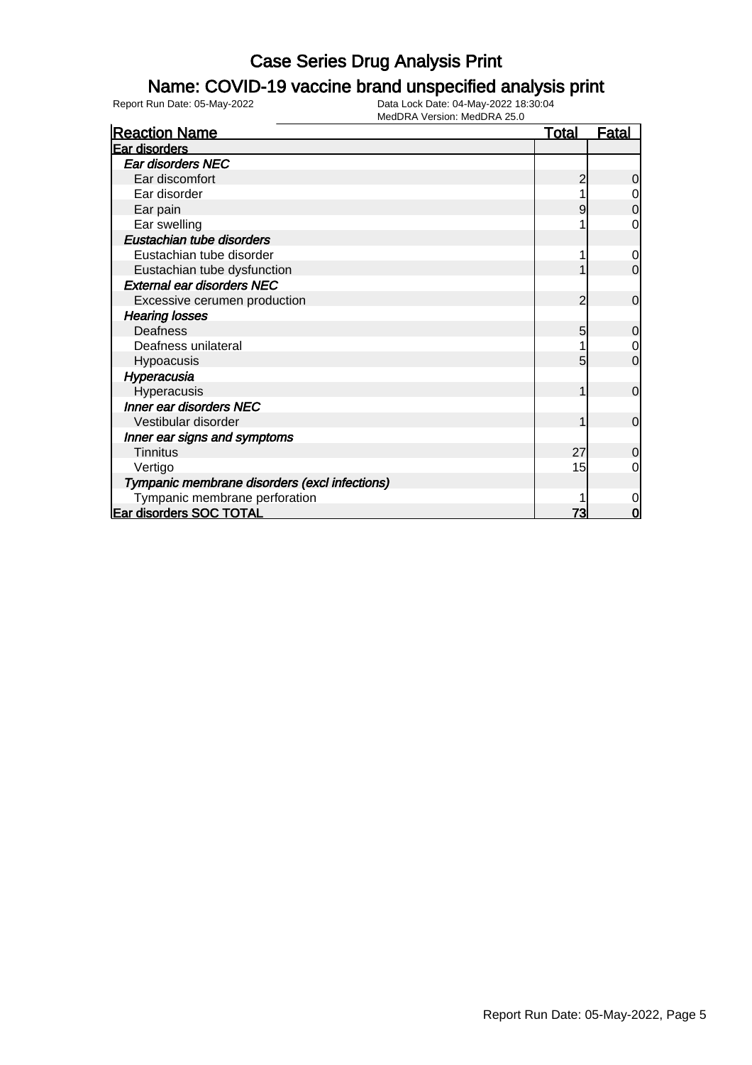# Case Series Drug Analysis Print

## Name: COVID-19 vaccine brand unspecified analysis print

Report Run Date: 05-May-2022

Data Lock Date: 04-May-2022 18:30:04
MedDRA Version: MedDRA 25.0

| Reaction Name | Total | Fatal |
|---|---|---|
| **Ear disorders** | | |
| ***Ear disorders NEC*** | | |
| Ear discomfort | 2 | 0 |
| Ear disorder | 1 | 0 |
| Ear pain | 9 | 0 |
| Ear swelling | 1 | 0 |
| ***Eustachian tube disorders*** | | |
| Eustachian tube disorder | 1 | 0 |
| Eustachian tube dysfunction | 1 | 0 |
| ***External ear disorders NEC*** | | |
| Excessive cerumen production | 2 | 0 |
| ***Hearing losses*** | | |
| Deafness | 5 | 0 |
| Deafness unilateral | 1 | 0 |
| Hypoacusis | 5 | 0 |
| ***Hyperacusia*** | | |
| Hyperacusis | 1 | 0 |
| ***Inner ear disorders NEC*** | | |
| Vestibular disorder | 1 | 0 |
| ***Inner ear signs and symptoms*** | | |
| Tinnitus | 27 | 0 |
| Vertigo | 15 | 0 |
| ***Tympanic membrane disorders (excl infections)*** | | |
| Tympanic membrane perforation | 1 | 0 |
| **Ear disorders SOC TOTAL** | **73** | **0** |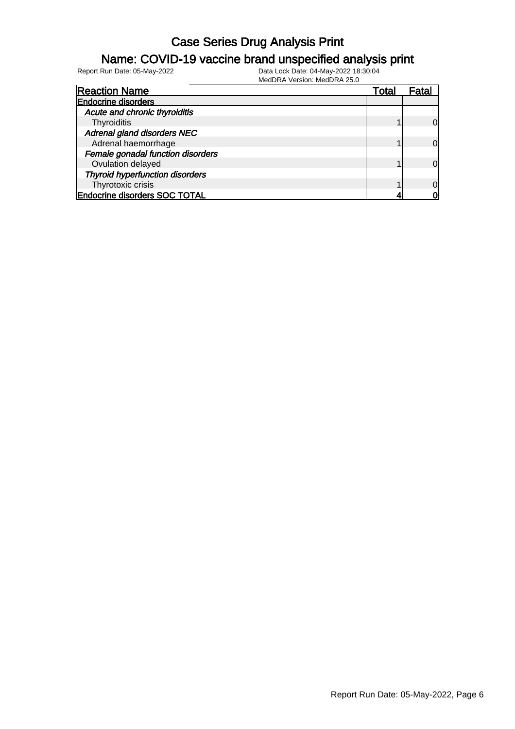# Case Series Drug Analysis Print

## Name: COVID-19 vaccine brand unspecified analysis print

Report Run Date: 05-May-2022

Data Lock Date: 04-May-2022 18:30:04
MedDRA Version: MedDRA 25.0

| Reaction Name | Total | Fatal |
|---|---|---|
| **Endocrine disorders** | | |
| ***Acute and chronic thyroiditis*** | | |
| Thyroiditis | 1 | 0 |
| ***Adrenal gland disorders NEC*** | | |
| Adrenal haemorrhage | 1 | 0 |
| ***Female gonadal function disorders*** | | |
| Ovulation delayed | 1 | 0 |
| ***Thyroid hyperfunction disorders*** | | |
| Thyrotoxic crisis | 1 | 0 |
| **Endocrine disorders SOC TOTAL** | **4** | **0** |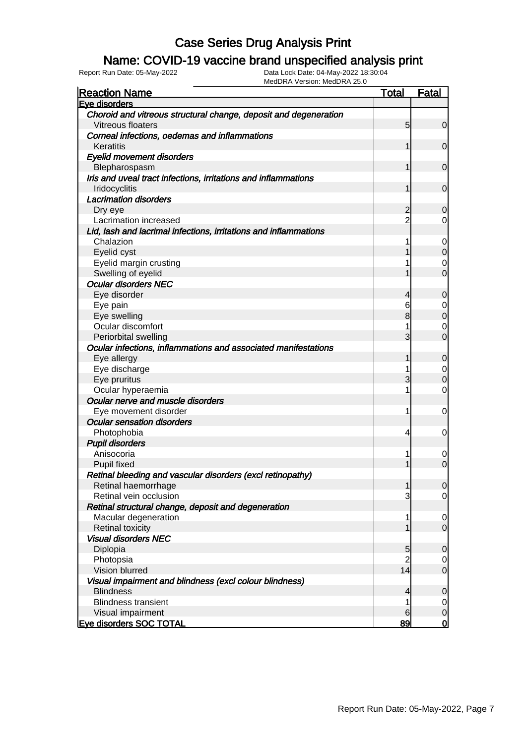# Case Series Drug Analysis Print

## Name: COVID-19 vaccine brand unspecified analysis print

Report Run Date: 05-May-2022    Data Lock Date: 04-May-2022 18:30:04
MedDRA Version: MedDRA 25.0

| Reaction Name | Total | Fatal |
|---|---|---|
| **Eye disorders** | | |
| *Choroid and vitreous structural change, deposit and degeneration* | | |
| Vitreous floaters | 5 | 0 |
| *Corneal infections, oedemas and inflammations* | | |
| Keratitis | 1 | 0 |
| *Eyelid movement disorders* | | |
| Blepharospasm | 1 | 0 |
| *Iris and uveal tract infections, irritations and inflammations* | | |
| Iridocyclitis | 1 | 0 |
| *Lacrimation disorders* | | |
| Dry eye | 2 | 0 |
| Lacrimation increased | 2 | 0 |
| *Lid, lash and lacrimal infections, irritations and inflammations* | | |
| Chalazion | 1 | 0 |
| Eyelid cyst | 1 | 0 |
| Eyelid margin crusting | 1 | 0 |
| Swelling of eyelid | 1 | 0 |
| *Ocular disorders NEC* | | |
| Eye disorder | 4 | 0 |
| Eye pain | 6 | 0 |
| Eye swelling | 8 | 0 |
| Ocular discomfort | 1 | 0 |
| Periorbital swelling | 3 | 0 |
| *Ocular infections, inflammations and associated manifestations* | | |
| Eye allergy | 1 | 0 |
| Eye discharge | 1 | 0 |
| Eye pruritus | 3 | 0 |
| Ocular hyperaemia | 1 | 0 |
| *Ocular nerve and muscle disorders* | | |
| Eye movement disorder | 1 | 0 |
| *Ocular sensation disorders* | | |
| Photophobia | 4 | 0 |
| *Pupil disorders* | | |
| Anisocoria | 1 | 0 |
| Pupil fixed | 1 | 0 |
| *Retinal bleeding and vascular disorders (excl retinopathy)* | | |
| Retinal haemorrhage | 1 | 0 |
| Retinal vein occlusion | 3 | 0 |
| *Retinal structural change, deposit and degeneration* | | |
| Macular degeneration | 1 | 0 |
| Retinal toxicity | 1 | 0 |
| *Visual disorders NEC* | | |
| Diplopia | 5 | 0 |
| Photopsia | 2 | 0 |
| Vision blurred | 14 | 0 |
| *Visual impairment and blindness (excl colour blindness)* | | |
| Blindness | 4 | 0 |
| Blindness transient | 1 | 0 |
| Visual impairment | 6 | 0 |
| **Eye disorders SOC TOTAL** | **89** | **0** |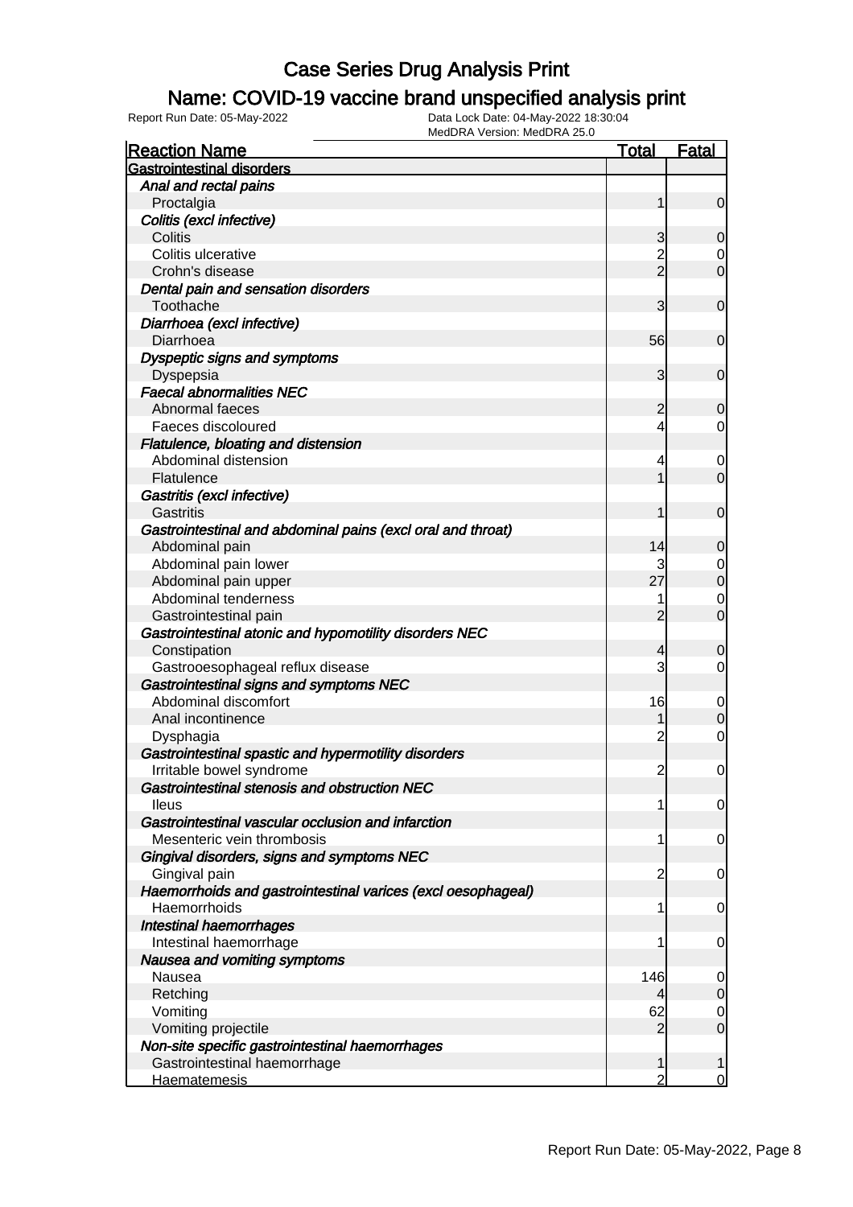# Case Series Drug Analysis Print

## Name: COVID-19 vaccine brand unspecified analysis print

Report Run Date: 05-May-2022

Data Lock Date: 04-May-2022 18:30:04

MedDRA Version: MedDRA 25.0

| Reaction Name | Total | Fatal |
|---|---|---|
| **Gastrointestinal disorders** | | |
| *Anal and rectal pains* | | |
| Proctalgia | 1 | 0 |
| *Colitis (excl infective)* | | |
| Colitis | 3 | 0 |
| Colitis ulcerative | 2 | 0 |
| Crohn's disease | 2 | 0 |
| *Dental pain and sensation disorders* | | |
| Toothache | 3 | 0 |
| *Diarrhoea (excl infective)* | | |
| Diarrhoea | 56 | 0 |
| *Dyspeptic signs and symptoms* | | |
| Dyspepsia | 3 | 0 |
| *Faecal abnormalities NEC* | | |
| Abnormal faeces | 2 | 0 |
| Faeces discoloured | 4 | 0 |
| *Flatulence, bloating and distension* | | |
| Abdominal distension | 4 | 0 |
| Flatulence | 1 | 0 |
| *Gastritis (excl infective)* | | |
| Gastritis | 1 | 0 |
| *Gastrointestinal and abdominal pains (excl oral and throat)* | | |
| Abdominal pain | 14 | 0 |
| Abdominal pain lower | 3 | 0 |
| Abdominal pain upper | 27 | 0 |
| Abdominal tenderness | 1 | 0 |
| Gastrointestinal pain | 2 | 0 |
| *Gastrointestinal atonic and hypomotility disorders NEC* | | |
| Constipation | 4 | 0 |
| Gastrooesophageal reflux disease | 3 | 0 |
| *Gastrointestinal signs and symptoms NEC* | | |
| Abdominal discomfort | 16 | 0 |
| Anal incontinence | 1 | 0 |
| Dysphagia | 2 | 0 |
| *Gastrointestinal spastic and hypermotility disorders* | | |
| Irritable bowel syndrome | 2 | 0 |
| *Gastrointestinal stenosis and obstruction NEC* | | |
| Ileus | 1 | 0 |
| *Gastrointestinal vascular occlusion and infarction* | | |
| Mesenteric vein thrombosis | 1 | 0 |
| *Gingival disorders, signs and symptoms NEC* | | |
| Gingival pain | 2 | 0 |
| *Haemorrhoids and gastrointestinal varices (excl oesophageal)* | | |
| Haemorrhoids | 1 | 0 |
| *Intestinal haemorrhages* | | |
| Intestinal haemorrhage | 1 | 0 |
| *Nausea and vomiting symptoms* | | |
| Nausea | 146 | 0 |
| Retching | 4 | 0 |
| Vomiting | 62 | 0 |
| Vomiting projectile | 2 | 0 |
| *Non-site specific gastrointestinal haemorrhages* | | |
| Gastrointestinal haemorrhage | 1 | 1 |
| Haematemesis | 2 | 0 |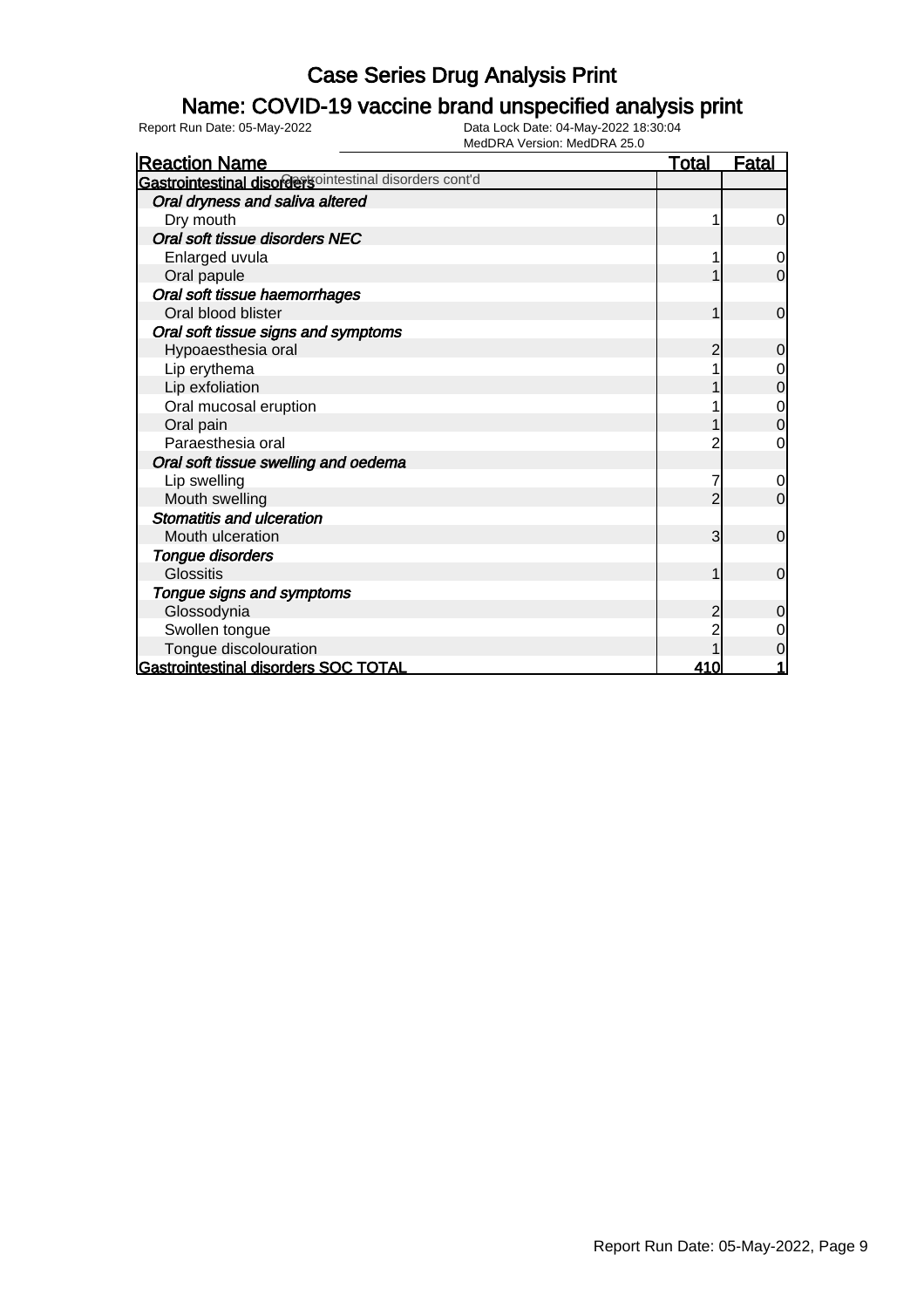# Case Series Drug Analysis Print

## Name: COVID-19 vaccine brand unspecified analysis print

Report Run Date: 05-May-2022    Data Lock Date: 04-May-2022 18:30:04
MedDRA Version: MedDRA 25.0

| Reaction Name | Total | Fatal |
|---|---|---|
| **Gastrointestinal disorders** Gastrointestinal disorders cont'd | | |
| *Oral dryness and saliva altered* | | |
| Dry mouth | 1 | 0 |
| *Oral soft tissue disorders NEC* | | |
| Enlarged uvula | 1 | 0 |
| Oral papule | 1 | 0 |
| *Oral soft tissue haemorrhages* | | |
| Oral blood blister | 1 | 0 |
| *Oral soft tissue signs and symptoms* | | |
| Hypoaesthesia oral | 2 | 0 |
| Lip erythema | 1 | 0 |
| Lip exfoliation | 1 | 0 |
| Oral mucosal eruption | 1 | 0 |
| Oral pain | 1 | 0 |
| Paraesthesia oral | 2 | 0 |
| *Oral soft tissue swelling and oedema* | | |
| Lip swelling | 7 | 0 |
| Mouth swelling | 2 | 0 |
| *Stomatitis and ulceration* | | |
| Mouth ulceration | 3 | 0 |
| *Tongue disorders* | | |
| Glossitis | 1 | 0 |
| *Tongue signs and symptoms* | | |
| Glossodynia | 2 | 0 |
| Swollen tongue | 2 | 0 |
| Tongue discolouration | 1 | 0 |
| **Gastrointestinal disorders SOC TOTAL** | **410** | **1** |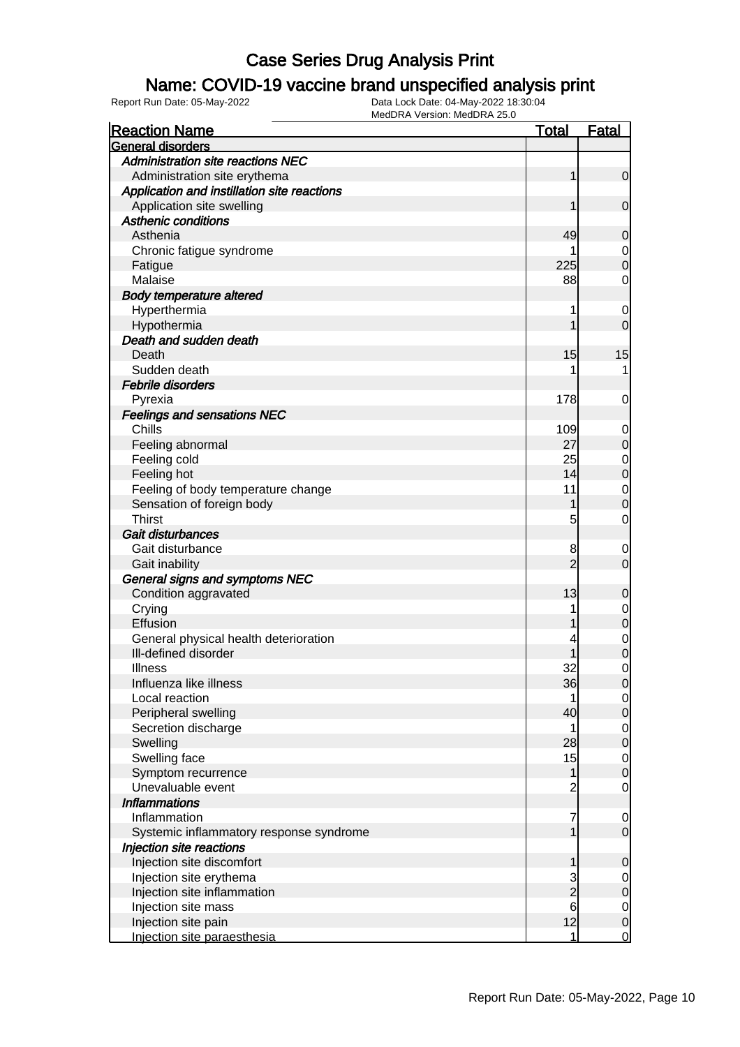# Case Series Drug Analysis Print

## Name: COVID-19 vaccine brand unspecified analysis print

Report Run Date: 05-May-2022    Data Lock Date: 04-May-2022 18:30:04
MedDRA Version: MedDRA 25.0

| Reaction Name | Total | Fatal |
|---|---|---|
| **General disorders** | | |
| *Administration site reactions NEC* | | |
| Administration site erythema | 1 | 0 |
| *Application and instillation site reactions* | | |
| Application site swelling | 1 | 0 |
| *Asthenic conditions* | | |
| Asthenia | 49 | 0 |
| Chronic fatigue syndrome | 1 | 0 |
| Fatigue | 225 | 0 |
| Malaise | 88 | 0 |
| *Body temperature altered* | | |
| Hyperthermia | 1 | 0 |
| Hypothermia | 1 | 0 |
| *Death and sudden death* | | |
| Death | 15 | 15 |
| Sudden death | 1 | 1 |
| *Febrile disorders* | | |
| Pyrexia | 178 | 0 |
| *Feelings and sensations NEC* | | |
| Chills | 109 | 0 |
| Feeling abnormal | 27 | 0 |
| Feeling cold | 25 | 0 |
| Feeling hot | 14 | 0 |
| Feeling of body temperature change | 11 | 0 |
| Sensation of foreign body | 1 | 0 |
| Thirst | 5 | 0 |
| *Gait disturbances* | | |
| Gait disturbance | 8 | 0 |
| Gait inability | 2 | 0 |
| *General signs and symptoms NEC* | | |
| Condition aggravated | 13 | 0 |
| Crying | 1 | 0 |
| Effusion | 1 | 0 |
| General physical health deterioration | 4 | 0 |
| Ill-defined disorder | 1 | 0 |
| Illness | 32 | 0 |
| Influenza like illness | 36 | 0 |
| Local reaction | 1 | 0 |
| Peripheral swelling | 40 | 0 |
| Secretion discharge | 1 | 0 |
| Swelling | 28 | 0 |
| Swelling face | 15 | 0 |
| Symptom recurrence | 1 | 0 |
| Unevaluable event | 2 | 0 |
| *Inflammations* | | |
| Inflammation | 7 | 0 |
| Systemic inflammatory response syndrome | 1 | 0 |
| *Injection site reactions* | | |
| Injection site discomfort | 1 | 0 |
| Injection site erythema | 3 | 0 |
| Injection site inflammation | 2 | 0 |
| Injection site mass | 6 | 0 |
| Injection site pain | 12 | 0 |
| Injection site paraesthesia | 1 | 0 |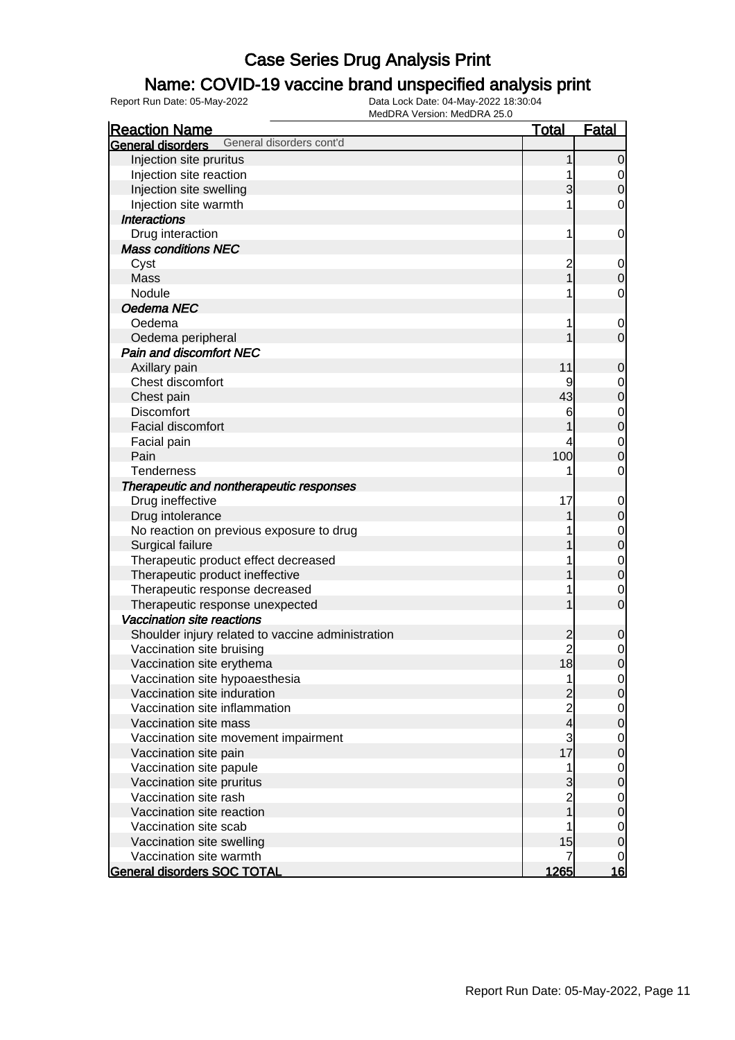# Case Series Drug Analysis Print

## Name: COVID-19 vaccine brand unspecified analysis print

Report Run Date: 05-May-2022

Data Lock Date: 04-May-2022 18:30:04

MedDRA Version: MedDRA 25.0

| Reaction Name | Total | Fatal |
|---|---|---|
| **General disorders** General disorders cont'd | | |
| Injection site pruritus | 1 | 0 |
| Injection site reaction | 1 | 0 |
| Injection site swelling | 3 | 0 |
| Injection site warmth | 1 | 0 |
| ***Interactions*** | | |
| Drug interaction | 1 | 0 |
| ***Mass conditions NEC*** | | |
| Cyst | 2 | 0 |
| Mass | 1 | 0 |
| Nodule | 1 | 0 |
| ***Oedema NEC*** | | |
| Oedema | 1 | 0 |
| Oedema peripheral | 1 | 0 |
| ***Pain and discomfort NEC*** | | |
| Axillary pain | 11 | 0 |
| Chest discomfort | 9 | 0 |
| Chest pain | 43 | 0 |
| Discomfort | 6 | 0 |
| Facial discomfort | 1 | 0 |
| Facial pain | 4 | 0 |
| Pain | 100 | 0 |
| Tenderness | 1 | 0 |
| ***Therapeutic and nontherapeutic responses*** | | |
| Drug ineffective | 17 | 0 |
| Drug intolerance | 1 | 0 |
| No reaction on previous exposure to drug | 1 | 0 |
| Surgical failure | 1 | 0 |
| Therapeutic product effect decreased | 1 | 0 |
| Therapeutic product ineffective | 1 | 0 |
| Therapeutic response decreased | 1 | 0 |
| Therapeutic response unexpected | 1 | 0 |
| ***Vaccination site reactions*** | | |
| Shoulder injury related to vaccine administration | 2 | 0 |
| Vaccination site bruising | 2 | 0 |
| Vaccination site erythema | 18 | 0 |
| Vaccination site hypoaesthesia | 1 | 0 |
| Vaccination site induration | 2 | 0 |
| Vaccination site inflammation | 2 | 0 |
| Vaccination site mass | 4 | 0 |
| Vaccination site movement impairment | 3 | 0 |
| Vaccination site pain | 17 | 0 |
| Vaccination site papule | 1 | 0 |
| Vaccination site pruritus | 3 | 0 |
| Vaccination site rash | 2 | 0 |
| Vaccination site reaction | 1 | 0 |
| Vaccination site scab | 1 | 0 |
| Vaccination site swelling | 15 | 0 |
| Vaccination site warmth | 7 | 0 |
| **General disorders SOC TOTAL** | **1265** | **16** |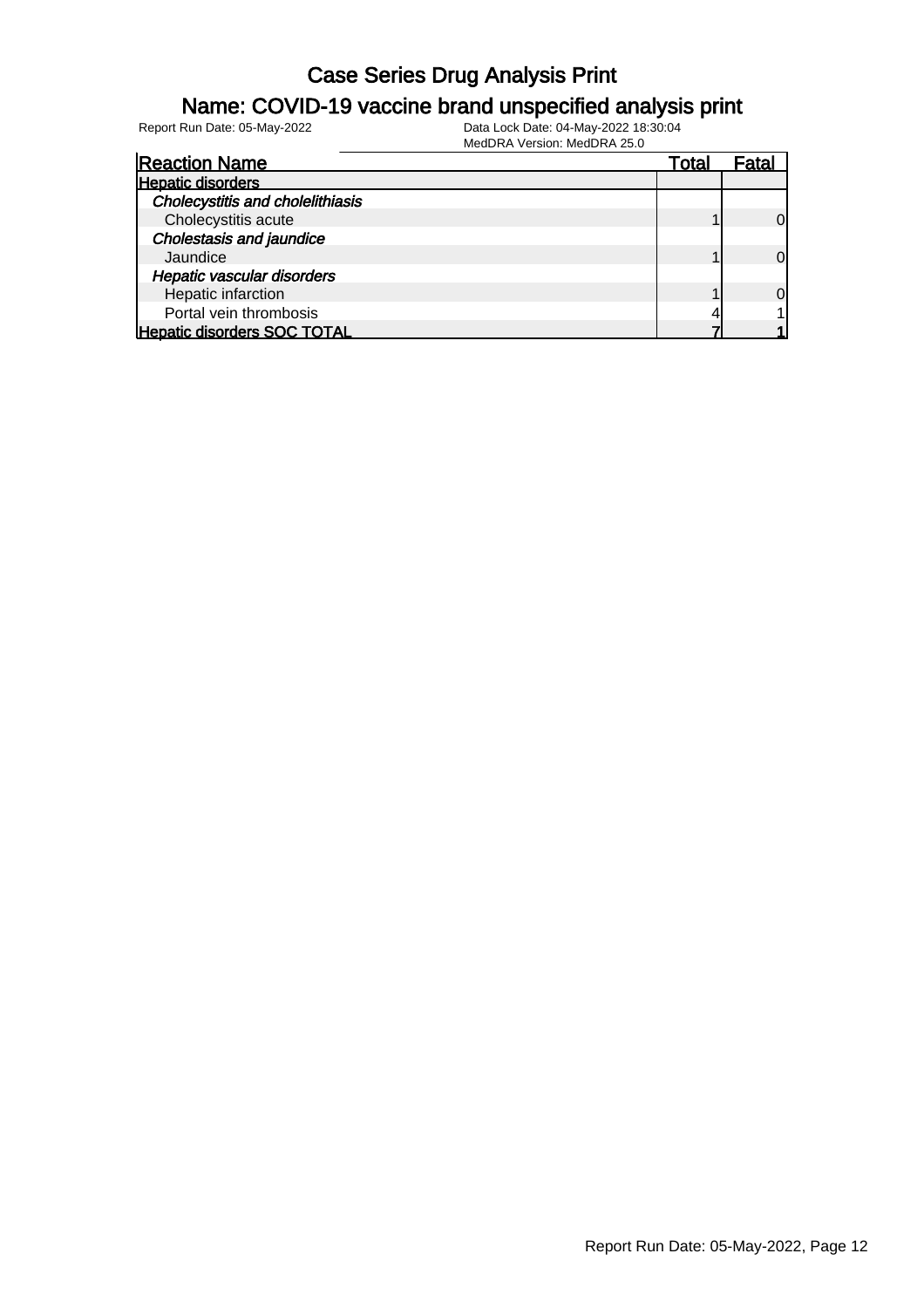# Case Series Drug Analysis Print

## Name: COVID-19 vaccine brand unspecified analysis print

Report Run Date: 05-May-2022

Data Lock Date: 04-May-2022 18:30:04

MedDRA Version: MedDRA 25.0

| Reaction Name | Total | Fatal |
|---|---|---|
| **Hepatic disorders** | | |
| ***Cholecystitis and cholelithiasis*** | | |
| Cholecystitis acute | 1 | 0 |
| ***Cholestasis and jaundice*** | | |
| Jaundice | 1 | 0 |
| ***Hepatic vascular disorders*** | | |
| Hepatic infarction | 1 | 0 |
| Portal vein thrombosis | 4 | 1 |
| **Hepatic disorders SOC TOTAL** | **7** | **1** |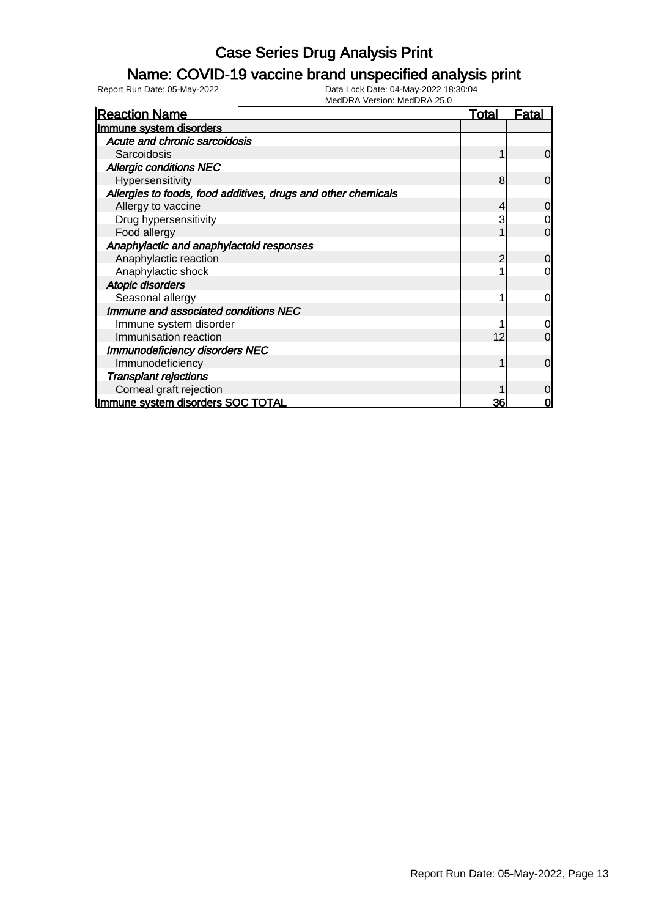# Case Series Drug Analysis Print

## Name: COVID-19 vaccine brand unspecified analysis print

Report Run Date: 05-May-2022
Data Lock Date: 04-May-2022 18:30:04
MedDRA Version: MedDRA 25.0

| Reaction Name | Total | Fatal |
|---|---|---|
| **Immune system disorders** | | |
| *Acute and chronic sarcoidosis* | | |
| Sarcoidosis | 1 | 0 |
| *Allergic conditions NEC* | | |
| Hypersensitivity | 8 | 0 |
| *Allergies to foods, food additives, drugs and other chemicals* | | |
| Allergy to vaccine | 4 | 0 |
| Drug hypersensitivity | 3 | 0 |
| Food allergy | 1 | 0 |
| *Anaphylactic and anaphylactoid responses* | | |
| Anaphylactic reaction | 2 | 0 |
| Anaphylactic shock | 1 | 0 |
| *Atopic disorders* | | |
| Seasonal allergy | 1 | 0 |
| *Immune and associated conditions NEC* | | |
| Immune system disorder | 1 | 0 |
| Immunisation reaction | 12 | 0 |
| *Immunodeficiency disorders NEC* | | |
| Immunodeficiency | 1 | 0 |
| *Transplant rejections* | | |
| Corneal graft rejection | 1 | 0 |
| **Immune system disorders SOC TOTAL** | **36** | **0** |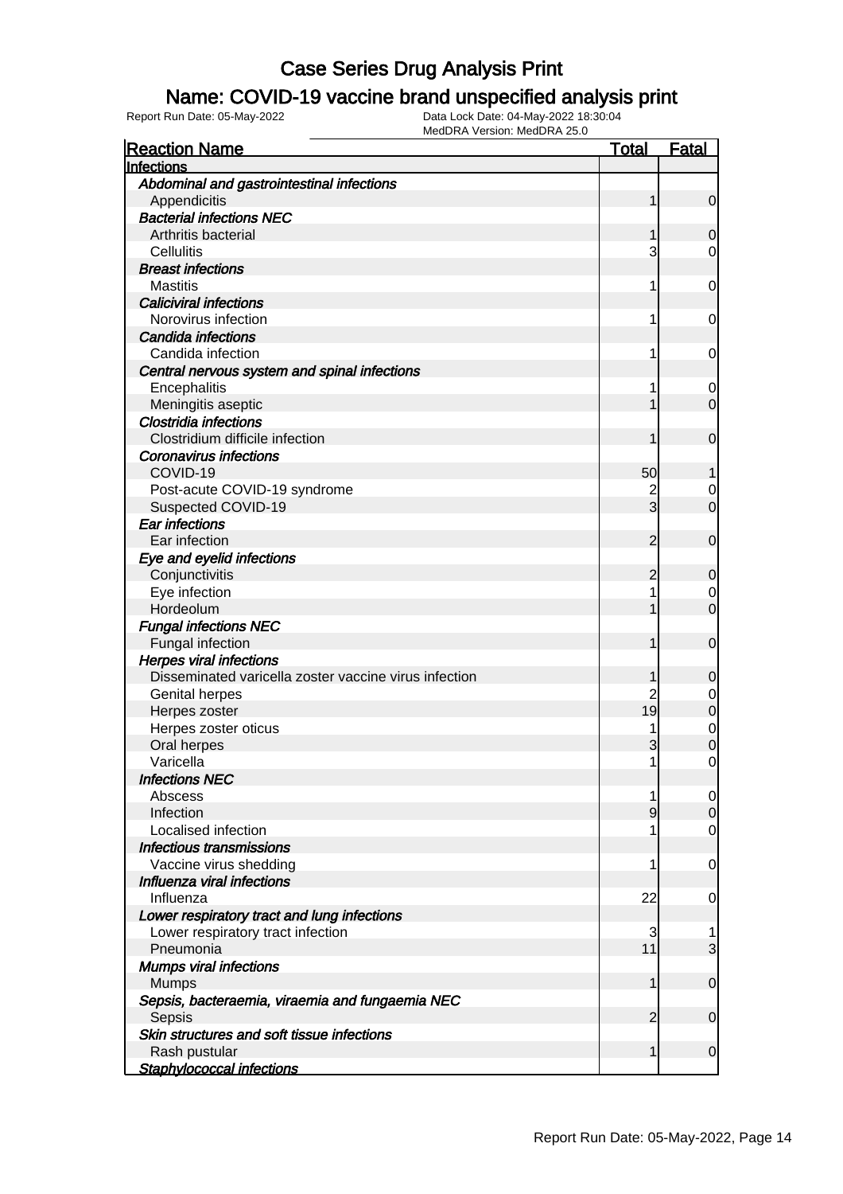# Case Series Drug Analysis Print

## Name: COVID-19 vaccine brand unspecified analysis print

Report Run Date: 05-May-2022 Data Lock Date: 04-May-2022 18:30:04
MedDRA Version: MedDRA 25.0

| Reaction Name | Total | Fatal |
|---|---|---|
| **Infections** | | |
| *Abdominal and gastrointestinal infections* | | |
| Appendicitis | 1 | 0 |
| *Bacterial infections NEC* | | |
| Arthritis bacterial | 1 | 0 |
| Cellulitis | 3 | 0 |
| *Breast infections* | | |
| Mastitis | 1 | 0 |
| *Caliciviral infections* | | |
| Norovirus infection | 1 | 0 |
| *Candida infections* | | |
| Candida infection | 1 | 0 |
| *Central nervous system and spinal infections* | | |
| Encephalitis | 1 | 0 |
| Meningitis aseptic | 1 | 0 |
| *Clostridia infections* | | |
| Clostridium difficile infection | 1 | 0 |
| *Coronavirus infections* | | |
| COVID-19 | 50 | 1 |
| Post-acute COVID-19 syndrome | 2 | 0 |
| Suspected COVID-19 | 3 | 0 |
| *Ear infections* | | |
| Ear infection | 2 | 0 |
| *Eye and eyelid infections* | | |
| Conjunctivitis | 2 | 0 |
| Eye infection | 1 | 0 |
| Hordeolum | 1 | 0 |
| *Fungal infections NEC* | | |
| Fungal infection | 1 | 0 |
| *Herpes viral infections* | | |
| Disseminated varicella zoster vaccine virus infection | 1 | 0 |
| Genital herpes | 2 | 0 |
| Herpes zoster | 19 | 0 |
| Herpes zoster oticus | 1 | 0 |
| Oral herpes | 3 | 0 |
| Varicella | 1 | 0 |
| *Infections NEC* | | |
| Abscess | 1 | 0 |
| Infection | 9 | 0 |
| Localised infection | 1 | 0 |
| *Infectious transmissions* | | |
| Vaccine virus shedding | 1 | 0 |
| *Influenza viral infections* | | |
| Influenza | 22 | 0 |
| *Lower respiratory tract and lung infections* | | |
| Lower respiratory tract infection | 3 | 1 |
| Pneumonia | 11 | 3 |
| *Mumps viral infections* | | |
| Mumps | 1 | 0 |
| *Sepsis, bacteraemia, viraemia and fungaemia NEC* | | |
| Sepsis | 2 | 0 |
| *Skin structures and soft tissue infections* | | |
| Rash pustular | 1 | 0 |
| *Staphylococcal infections* | | |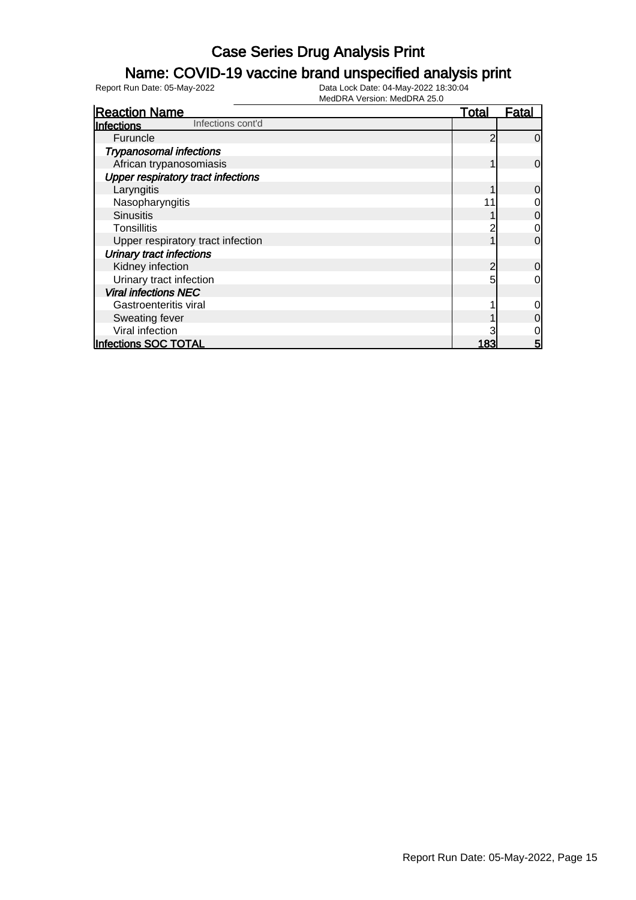# Case Series Drug Analysis Print

## Name: COVID-19 vaccine brand unspecified analysis print

Report Run Date: 05-May-2022

Data Lock Date: 04-May-2022 18:30:04

MedDRA Version: MedDRA 25.0

| Reaction Name | Total | Fatal |
|---|---|---|
| **Infections** Infections cont'd | | |
| Furuncle | 2 | 0 |
| *Trypanosomal infections* | | |
| African trypanosomiasis | 1 | 0 |
| *Upper respiratory tract infections* | | |
| Laryngitis | 1 | 0 |
| Nasopharyngitis | 11 | 0 |
| Sinusitis | 1 | 0 |
| Tonsillitis | 2 | 0 |
| Upper respiratory tract infection | 1 | 0 |
| *Urinary tract infections* | | |
| Kidney infection | 2 | 0 |
| Urinary tract infection | 5 | 0 |
| *Viral infections NEC* | | |
| Gastroenteritis viral | 1 | 0 |
| Sweating fever | 1 | 0 |
| Viral infection | 3 | 0 |
| **Infections SOC TOTAL** | **183** | **5** |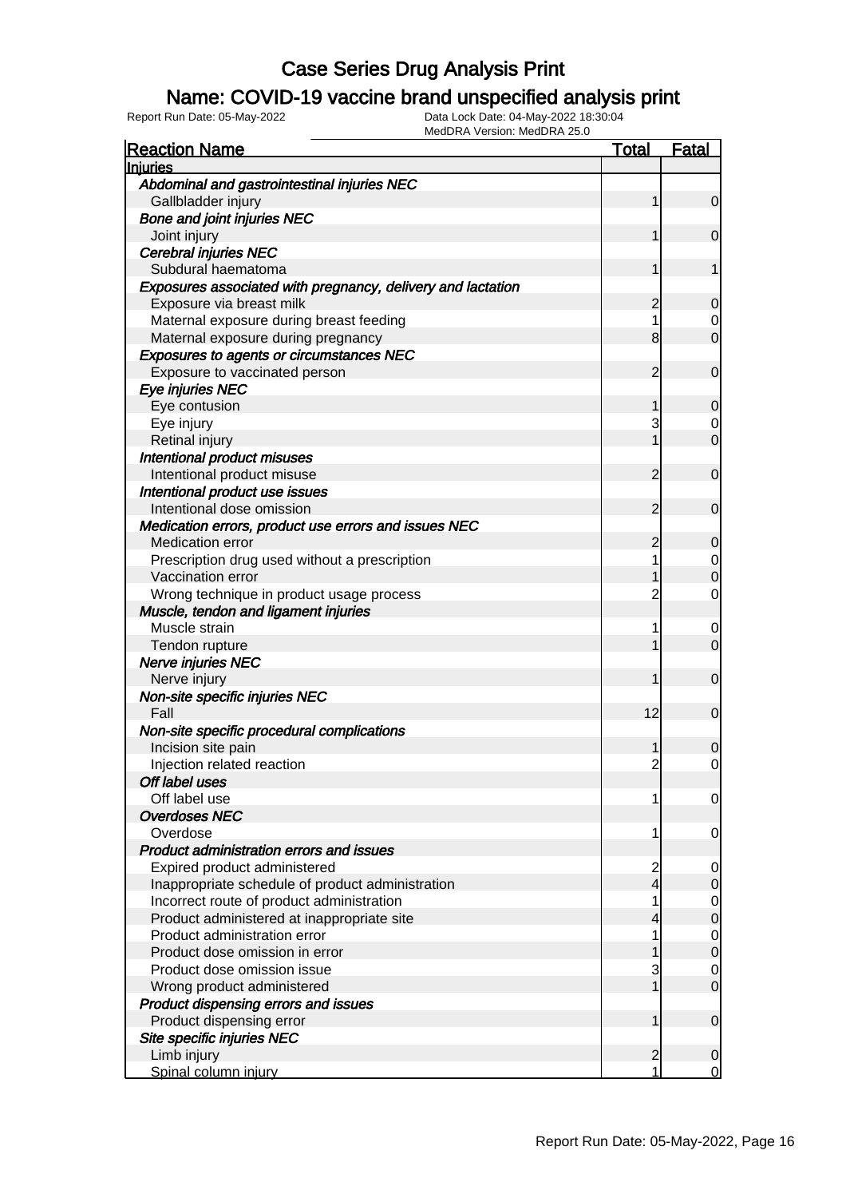# Case Series Drug Analysis Print

## Name: COVID-19 vaccine brand unspecified analysis print

Report Run Date: 05-May-2022 | Data Lock Date: 04-May-2022 18:30:04 | MedDRA Version: MedDRA 25.0

| Reaction Name | Total | Fatal |
|---|---|---|
| **Injuries** | | |
| *Abdominal and gastrointestinal injuries NEC* | | |
| Gallbladder injury | 1 | 0 |
| *Bone and joint injuries NEC* | | |
| Joint injury | 1 | 0 |
| *Cerebral injuries NEC* | | |
| Subdural haematoma | 1 | 1 |
| *Exposures associated with pregnancy, delivery and lactation* | | |
| Exposure via breast milk | 2 | 0 |
| Maternal exposure during breast feeding | 1 | 0 |
| Maternal exposure during pregnancy | 8 | 0 |
| *Exposures to agents or circumstances NEC* | | |
| Exposure to vaccinated person | 2 | 0 |
| *Eye injuries NEC* | | |
| Eye contusion | 1 | 0 |
| Eye injury | 3 | 0 |
| Retinal injury | 1 | 0 |
| *Intentional product misuses* | | |
| Intentional product misuse | 2 | 0 |
| *Intentional product use issues* | | |
| Intentional dose omission | 2 | 0 |
| *Medication errors, product use errors and issues NEC* | | |
| Medication error | 2 | 0 |
| Prescription drug used without a prescription | 1 | 0 |
| Vaccination error | 1 | 0 |
| Wrong technique in product usage process | 2 | 0 |
| *Muscle, tendon and ligament injuries* | | |
| Muscle strain | 1 | 0 |
| Tendon rupture | 1 | 0 |
| *Nerve injuries NEC* | | |
| Nerve injury | 1 | 0 |
| *Non-site specific injuries NEC* | | |
| Fall | 12 | 0 |
| *Non-site specific procedural complications* | | |
| Incision site pain | 1 | 0 |
| Injection related reaction | 2 | 0 |
| *Off label uses* | | |
| Off label use | 1 | 0 |
| *Overdoses NEC* | | |
| Overdose | 1 | 0 |
| *Product administration errors and issues* | | |
| Expired product administered | 2 | 0 |
| Inappropriate schedule of product administration | 4 | 0 |
| Incorrect route of product administration | 1 | 0 |
| Product administered at inappropriate site | 4 | 0 |
| Product administration error | 1 | 0 |
| Product dose omission in error | 1 | 0 |
| Product dose omission issue | 3 | 0 |
| Wrong product administered | 1 | 0 |
| *Product dispensing errors and issues* | | |
| Product dispensing error | 1 | 0 |
| *Site specific injuries NEC* | | |
| Limb injury | 2 | 0 |
| Spinal column injury | 1 | 0 |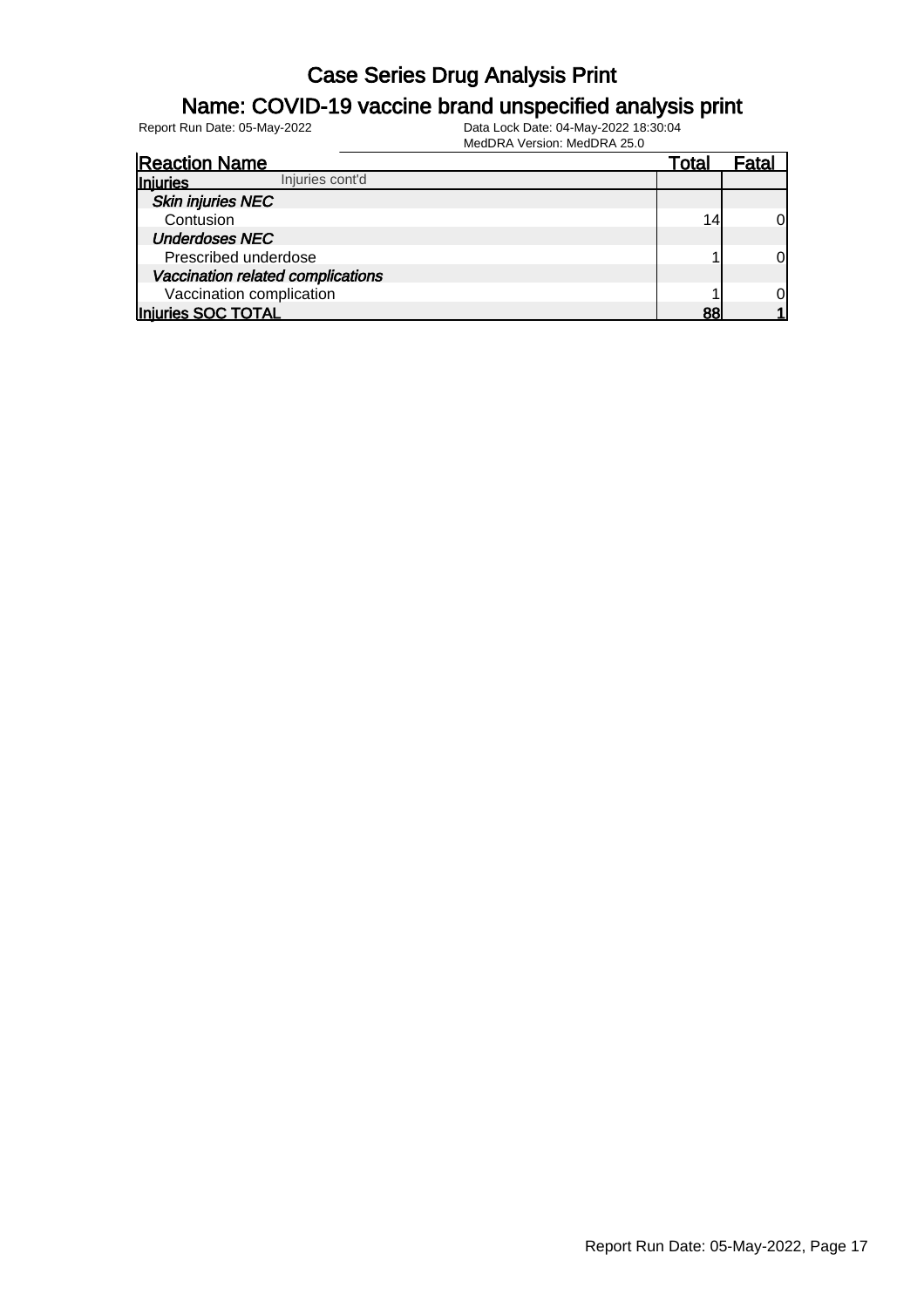# Case Series Drug Analysis Print

## Name: COVID-19 vaccine brand unspecified analysis print

Report Run Date: 05-May-2022

Data Lock Date: 04-May-2022 18:30:04

MedDRA Version: MedDRA 25.0

| Reaction Name | Total | Fatal |
|---|---|---|
| **Injuries** Injuries cont'd | | |
| ***Skin injuries NEC*** | | |
| Contusion | 14 | 0 |
| ***Underdoses NEC*** | | |
| Prescribed underdose | 1 | 0 |
| ***Vaccination related complications*** | | |
| Vaccination complication | 1 | 0 |
| **Injuries SOC TOTAL** | **88** | **1** |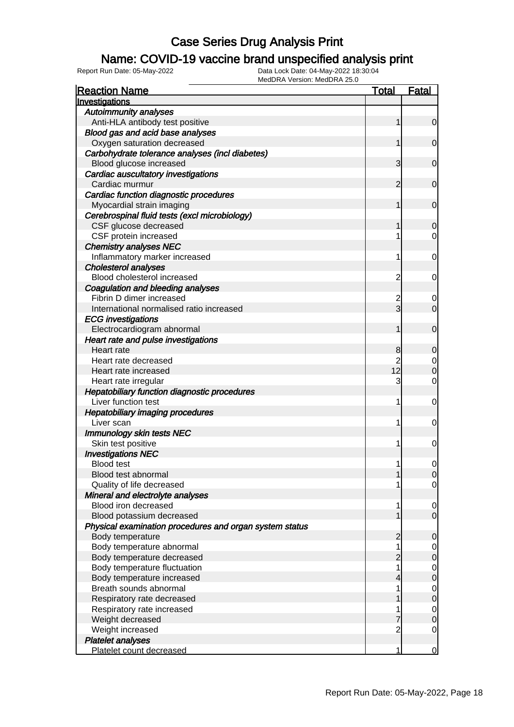# Case Series Drug Analysis Print

## Name: COVID-19 vaccine brand unspecified analysis print

Report Run Date: 05-May-2022 | Data Lock Date: 04-May-2022 18:30:04 | MedDRA Version: MedDRA 25.0

| Reaction Name | Total | Fatal |
|---|---|---|
| **Investigations** | | |
| ***Autoimmunity analyses*** | | |
| Anti-HLA antibody test positive | 1 | 0 |
| ***Blood gas and acid base analyses*** | | |
| Oxygen saturation decreased | 1 | 0 |
| ***Carbohydrate tolerance analyses (incl diabetes)*** | | |
| Blood glucose increased | 3 | 0 |
| ***Cardiac auscultatory investigations*** | | |
| Cardiac murmur | 2 | 0 |
| ***Cardiac function diagnostic procedures*** | | |
| Myocardial strain imaging | 1 | 0 |
| ***Cerebrospinal fluid tests (excl microbiology)*** | | |
| CSF glucose decreased | 1 | 0 |
| CSF protein increased | 1 | 0 |
| ***Chemistry analyses NEC*** | | |
| Inflammatory marker increased | 1 | 0 |
| ***Cholesterol analyses*** | | |
| Blood cholesterol increased | 2 | 0 |
| ***Coagulation and bleeding analyses*** | | |
| Fibrin D dimer increased | 2 | 0 |
| International normalised ratio increased | 3 | 0 |
| ***ECG investigations*** | | |
| Electrocardiogram abnormal | 1 | 0 |
| ***Heart rate and pulse investigations*** | | |
| Heart rate | 8 | 0 |
| Heart rate decreased | 2 | 0 |
| Heart rate increased | 12 | 0 |
| Heart rate irregular | 3 | 0 |
| ***Hepatobiliary function diagnostic procedures*** | | |
| Liver function test | 1 | 0 |
| ***Hepatobiliary imaging procedures*** | | |
| Liver scan | 1 | 0 |
| ***Immunology skin tests NEC*** | | |
| Skin test positive | 1 | 0 |
| ***Investigations NEC*** | | |
| Blood test | 1 | 0 |
| Blood test abnormal | 1 | 0 |
| Quality of life decreased | 1 | 0 |
| ***Mineral and electrolyte analyses*** | | |
| Blood iron decreased | 1 | 0 |
| Blood potassium decreased | 1 | 0 |
| ***Physical examination procedures and organ system status*** | | |
| Body temperature | 2 | 0 |
| Body temperature abnormal | 1 | 0 |
| Body temperature decreased | 2 | 0 |
| Body temperature fluctuation | 1 | 0 |
| Body temperature increased | 4 | 0 |
| Breath sounds abnormal | 1 | 0 |
| Respiratory rate decreased | 1 | 0 |
| Respiratory rate increased | 1 | 0 |
| Weight decreased | 7 | 0 |
| Weight increased | 2 | 0 |
| ***Platelet analyses*** | | |
| Platelet count decreased | 1 | 0 |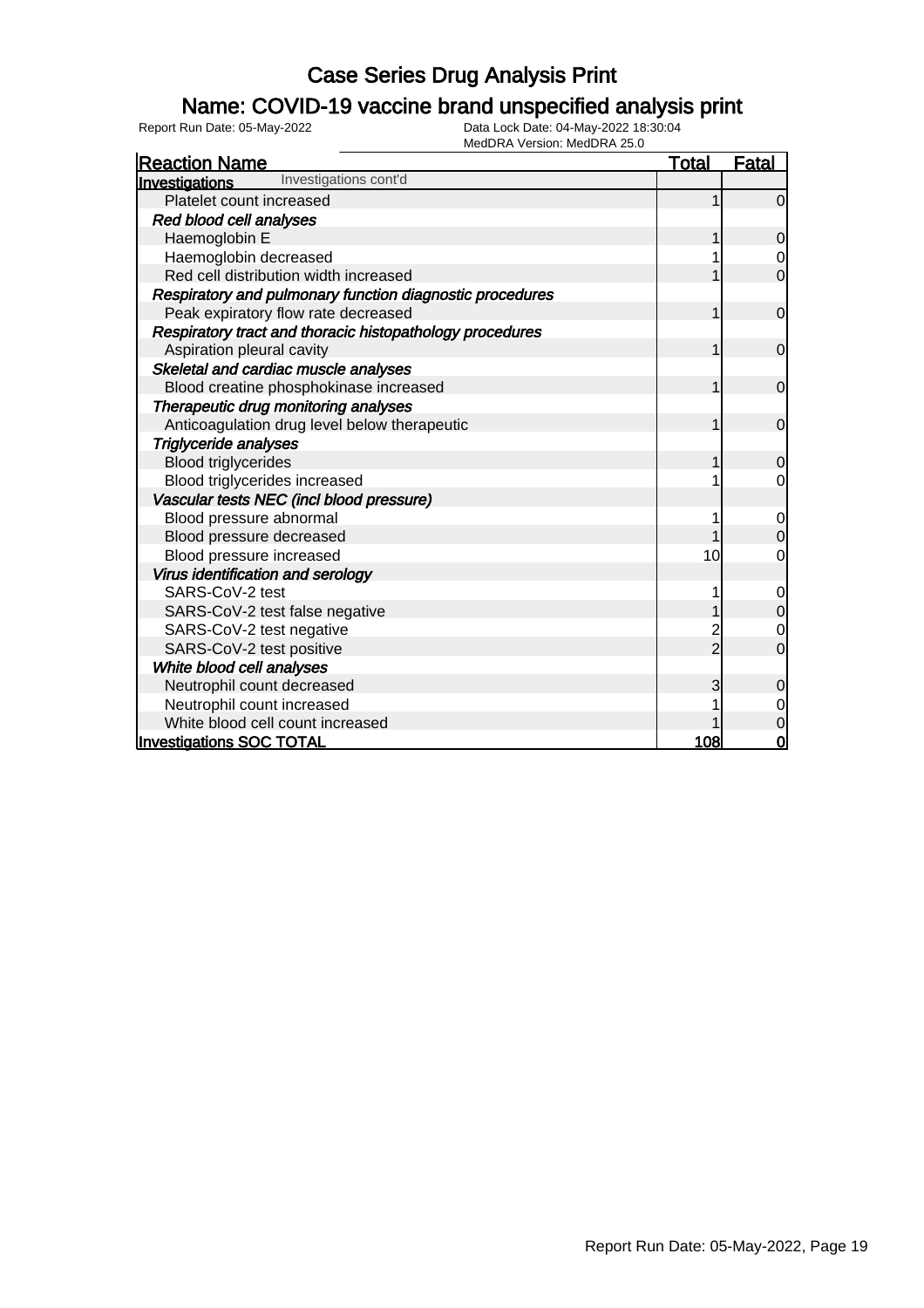# Case Series Drug Analysis Print

## Name: COVID-19 vaccine brand unspecified analysis print

Report Run Date: 05-May-2022 | Data Lock Date: 04-May-2022 18:30:04 | MedDRA Version: MedDRA 25.0

| Reaction Name | Total | Fatal |
|---|---|---|
| **Investigations** Investigations cont'd | | |
| Platelet count increased | 1 | 0 |
| *Red blood cell analyses* | | |
| Haemoglobin E | 1 | 0 |
| Haemoglobin decreased | 1 | 0 |
| Red cell distribution width increased | 1 | 0 |
| *Respiratory and pulmonary function diagnostic procedures* | | |
| Peak expiratory flow rate decreased | 1 | 0 |
| *Respiratory tract and thoracic histopathology procedures* | | |
| Aspiration pleural cavity | 1 | 0 |
| *Skeletal and cardiac muscle analyses* | | |
| Blood creatine phosphokinase increased | 1 | 0 |
| *Therapeutic drug monitoring analyses* | | |
| Anticoagulation drug level below therapeutic | 1 | 0 |
| *Triglyceride analyses* | | |
| Blood triglycerides | 1 | 0 |
| Blood triglycerides increased | 1 | 0 |
| *Vascular tests NEC (incl blood pressure)* | | |
| Blood pressure abnormal | 1 | 0 |
| Blood pressure decreased | 1 | 0 |
| Blood pressure increased | 10 | 0 |
| *Virus identification and serology* | | |
| SARS-CoV-2 test | 1 | 0 |
| SARS-CoV-2 test false negative | 1 | 0 |
| SARS-CoV-2 test negative | 2 | 0 |
| SARS-CoV-2 test positive | 2 | 0 |
| *White blood cell analyses* | | |
| Neutrophil count decreased | 3 | 0 |
| Neutrophil count increased | 1 | 0 |
| White blood cell count increased | 1 | 0 |
| **Investigations SOC TOTAL** | **108** | **0** |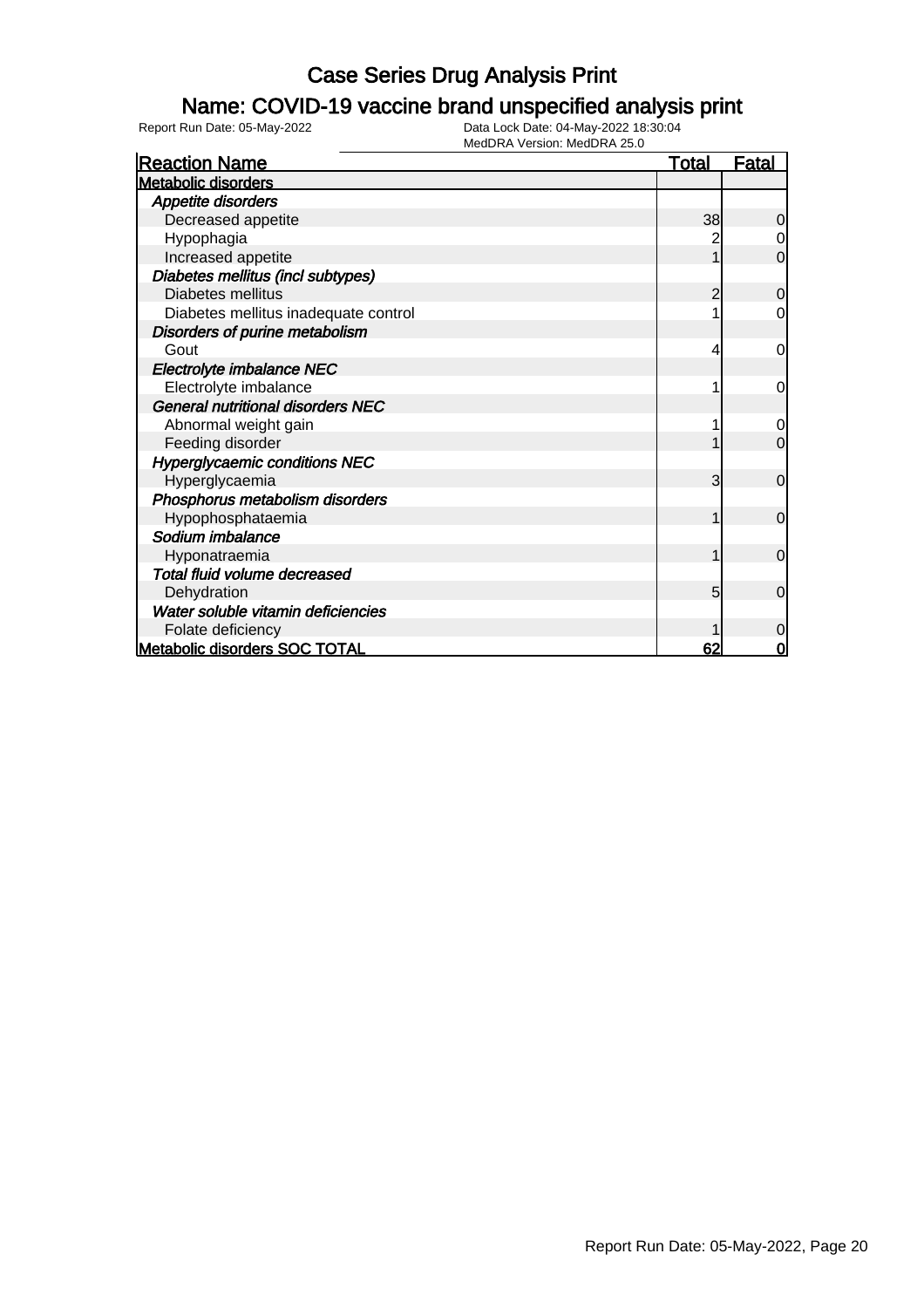# Case Series Drug Analysis Print

## Name: COVID-19 vaccine brand unspecified analysis print

Report Run Date: 05-May-2022

Data Lock Date: 04-May-2022 18:30:04
MedDRA Version: MedDRA 25.0

| Reaction Name | Total | Fatal |
|---|---|---|
| **Metabolic disorders** | | |
| *Appetite disorders* | | |
| Decreased appetite | 38 | 0 |
| Hypophagia | 2 | 0 |
| Increased appetite | 1 | 0 |
| *Diabetes mellitus (incl subtypes)* | | |
| Diabetes mellitus | 2 | 0 |
| Diabetes mellitus inadequate control | 1 | 0 |
| *Disorders of purine metabolism* | | |
| Gout | 4 | 0 |
| *Electrolyte imbalance NEC* | | |
| Electrolyte imbalance | 1 | 0 |
| *General nutritional disorders NEC* | | |
| Abnormal weight gain | 1 | 0 |
| Feeding disorder | 1 | 0 |
| *Hyperglycaemic conditions NEC* | | |
| Hyperglycaemia | 3 | 0 |
| *Phosphorus metabolism disorders* | | |
| Hypophosphataemia | 1 | 0 |
| *Sodium imbalance* | | |
| Hyponatraemia | 1 | 0 |
| *Total fluid volume decreased* | | |
| Dehydration | 5 | 0 |
| *Water soluble vitamin deficiencies* | | |
| Folate deficiency | 1 | 0 |
| **Metabolic disorders SOC TOTAL** | **62** | **0** |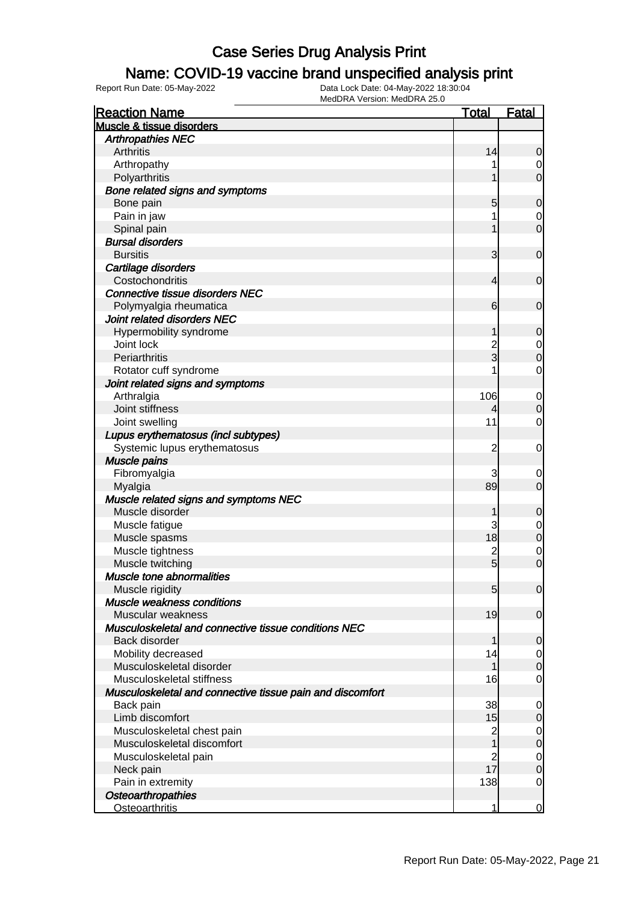# Case Series Drug Analysis Print

## Name: COVID-19 vaccine brand unspecified analysis print

Report Run Date: 05-May-2022

Data Lock Date: 04-May-2022 18:30:04

MedDRA Version: MedDRA 25.0

| Reaction Name | Total | Fatal |
|---|---|---|
| **Muscle & tissue disorders** | | |
| ***Arthropathies NEC*** | | |
| Arthritis | 14 | 0 |
| Arthropathy | 1 | 0 |
| Polyarthritis | 1 | 0 |
| ***Bone related signs and symptoms*** | | |
| Bone pain | 5 | 0 |
| Pain in jaw | 1 | 0 |
| Spinal pain | 1 | 0 |
| ***Bursal disorders*** | | |
| Bursitis | 3 | 0 |
| ***Cartilage disorders*** | | |
| Costochondritis | 4 | 0 |
| ***Connective tissue disorders NEC*** | | |
| Polymyalgia rheumatica | 6 | 0 |
| ***Joint related disorders NEC*** | | |
| Hypermobility syndrome | 1 | 0 |
| Joint lock | 2 | 0 |
| Periarthritis | 3 | 0 |
| Rotator cuff syndrome | 1 | 0 |
| ***Joint related signs and symptoms*** | | |
| Arthralgia | 106 | 0 |
| Joint stiffness | 4 | 0 |
| Joint swelling | 11 | 0 |
| ***Lupus erythematosus (incl subtypes)*** | | |
| Systemic lupus erythematosus | 2 | 0 |
| ***Muscle pains*** | | |
| Fibromyalgia | 3 | 0 |
| Myalgia | 89 | 0 |
| ***Muscle related signs and symptoms NEC*** | | |
| Muscle disorder | 1 | 0 |
| Muscle fatigue | 3 | 0 |
| Muscle spasms | 18 | 0 |
| Muscle tightness | 2 | 0 |
| Muscle twitching | 5 | 0 |
| ***Muscle tone abnormalities*** | | |
| Muscle rigidity | 5 | 0 |
| ***Muscle weakness conditions*** | | |
| Muscular weakness | 19 | 0 |
| ***Musculoskeletal and connective tissue conditions NEC*** | | |
| Back disorder | 1 | 0 |
| Mobility decreased | 14 | 0 |
| Musculoskeletal disorder | 1 | 0 |
| Musculoskeletal stiffness | 16 | 0 |
| ***Musculoskeletal and connective tissue pain and discomfort*** | | |
| Back pain | 38 | 0 |
| Limb discomfort | 15 | 0 |
| Musculoskeletal chest pain | 2 | 0 |
| Musculoskeletal discomfort | 1 | 0 |
| Musculoskeletal pain | 2 | 0 |
| Neck pain | 17 | 0 |
| Pain in extremity | 138 | 0 |
| ***Osteoarthropathies*** | | |
| Osteoarthritis | 1 | 0 |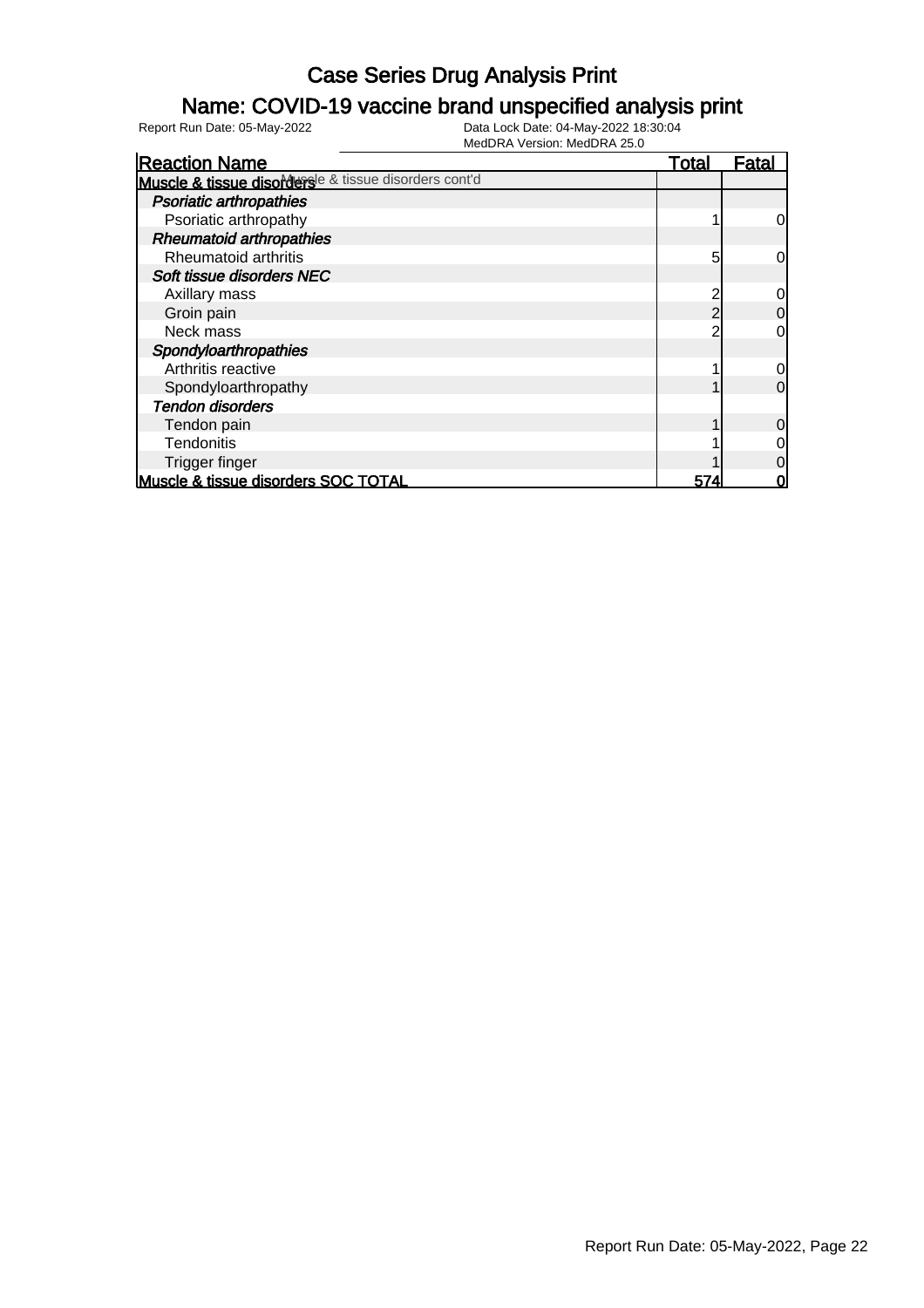# Case Series Drug Analysis Print

## Name: COVID-19 vaccine brand unspecified analysis print

Report Run Date: 05-May-2022    Data Lock Date: 04-May-2022 18:30:04
MedDRA Version: MedDRA 25.0

| Reaction Name | Total | Fatal |
|---|---|---|
| **Muscle & tissue disorders** Muscle & tissue disorders cont'd | | |
| ***Psoriatic arthropathies*** | | |
| Psoriatic arthropathy | 1 | 0 |
| ***Rheumatoid arthropathies*** | | |
| Rheumatoid arthritis | 5 | 0 |
| ***Soft tissue disorders NEC*** | | |
| Axillary mass | 2 | 0 |
| Groin pain | 2 | 0 |
| Neck mass | 2 | 0 |
| ***Spondyloarthropathies*** | | |
| Arthritis reactive | 1 | 0 |
| Spondyloarthropathy | 1 | 0 |
| ***Tendon disorders*** | | |
| Tendon pain | 1 | 0 |
| Tendonitis | 1 | 0 |
| Trigger finger | 1 | 0 |
| **Muscle & tissue disorders SOC TOTAL** | **574** | **0** |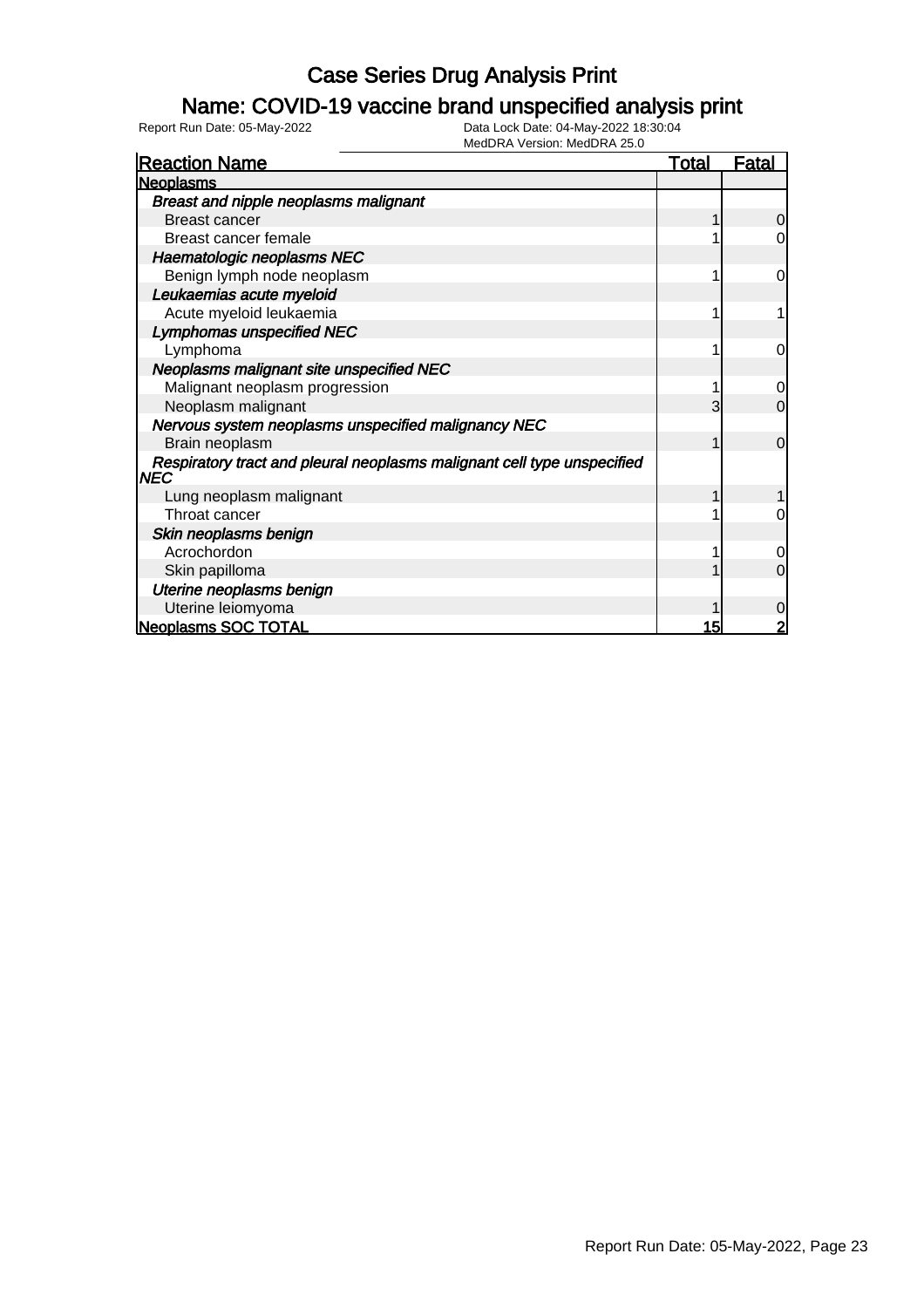# Case Series Drug Analysis Print

## Name: COVID-19 vaccine brand unspecified analysis print

Report Run Date: 05-May-2022

Data Lock Date: 04-May-2022 18:30:04
MedDRA Version: MedDRA 25.0

| Reaction Name | Total | Fatal |
|---|---|---|
| **Neoplasms** | | |
| ***Breast and nipple neoplasms malignant*** | | |
| Breast cancer | 1 | 0 |
| Breast cancer female | 1 | 0 |
| ***Haematologic neoplasms NEC*** | | |
| Benign lymph node neoplasm | 1 | 0 |
| ***Leukaemias acute myeloid*** | | |
| Acute myeloid leukaemia | 1 | 1 |
| ***Lymphomas unspecified NEC*** | | |
| Lymphoma | 1 | 0 |
| ***Neoplasms malignant site unspecified NEC*** | | |
| Malignant neoplasm progression | 1 | 0 |
| Neoplasm malignant | 3 | 0 |
| ***Nervous system neoplasms unspecified malignancy NEC*** | | |
| Brain neoplasm | 1 | 0 |
| ***Respiratory tract and pleural neoplasms malignant cell type unspecified NEC*** | | |
| Lung neoplasm malignant | 1 | 1 |
| Throat cancer | 1 | 0 |
| ***Skin neoplasms benign*** | | |
| Acrochordon | 1 | 0 |
| Skin papilloma | 1 | 0 |
| ***Uterine neoplasms benign*** | | |
| Uterine leiomyoma | 1 | 0 |
| **Neoplasms SOC TOTAL** | **15** | **2** |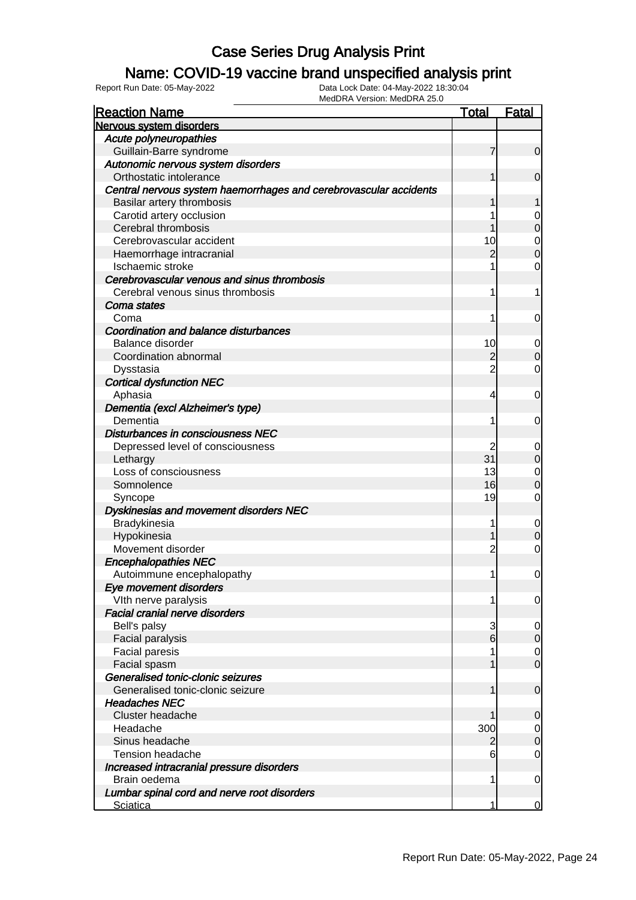# Case Series Drug Analysis Print

## Name: COVID-19 vaccine brand unspecified analysis print

Report Run Date: 05-May-2022

Data Lock Date: 04-May-2022 18:30:04
MedDRA Version: MedDRA 25.0

| Reaction Name | Total | Fatal |
|---|---|---|
| **Nervous system disorders** | | |
| *Acute polyneuropathies* | | |
| Guillain-Barre syndrome | 7 | 0 |
| *Autonomic nervous system disorders* | | |
| Orthostatic intolerance | 1 | 0 |
| *Central nervous system haemorrhages and cerebrovascular accidents* | | |
| Basilar artery thrombosis | 1 | 1 |
| Carotid artery occlusion | 1 | 0 |
| Cerebral thrombosis | 1 | 0 |
| Cerebrovascular accident | 10 | 0 |
| Haemorrhage intracranial | 2 | 0 |
| Ischaemic stroke | 1 | 0 |
| *Cerebrovascular venous and sinus thrombosis* | | |
| Cerebral venous sinus thrombosis | 1 | 1 |
| *Coma states* | | |
| Coma | 1 | 0 |
| *Coordination and balance disturbances* | | |
| Balance disorder | 10 | 0 |
| Coordination abnormal | 2 | 0 |
| Dysstasia | 2 | 0 |
| *Cortical dysfunction NEC* | | |
| Aphasia | 4 | 0 |
| *Dementia (excl Alzheimer's type)* | | |
| Dementia | 1 | 0 |
| *Disturbances in consciousness NEC* | | |
| Depressed level of consciousness | 2 | 0 |
| Lethargy | 31 | 0 |
| Loss of consciousness | 13 | 0 |
| Somnolence | 16 | 0 |
| Syncope | 19 | 0 |
| *Dyskinesias and movement disorders NEC* | | |
| Bradykinesia | 1 | 0 |
| Hypokinesia | 1 | 0 |
| Movement disorder | 2 | 0 |
| *Encephalopathies NEC* | | |
| Autoimmune encephalopathy | 1 | 0 |
| *Eye movement disorders* | | |
| VIth nerve paralysis | 1 | 0 |
| *Facial cranial nerve disorders* | | |
| Bell's palsy | 3 | 0 |
| Facial paralysis | 6 | 0 |
| Facial paresis | 1 | 0 |
| Facial spasm | 1 | 0 |
| *Generalised tonic-clonic seizures* | | |
| Generalised tonic-clonic seizure | 1 | 0 |
| *Headaches NEC* | | |
| Cluster headache | 1 | 0 |
| Headache | 300 | 0 |
| Sinus headache | 2 | 0 |
| Tension headache | 6 | 0 |
| *Increased intracranial pressure disorders* | | |
| Brain oedema | 1 | 0 |
| *Lumbar spinal cord and nerve root disorders* | | |
| Sciatica | 1 | 0 |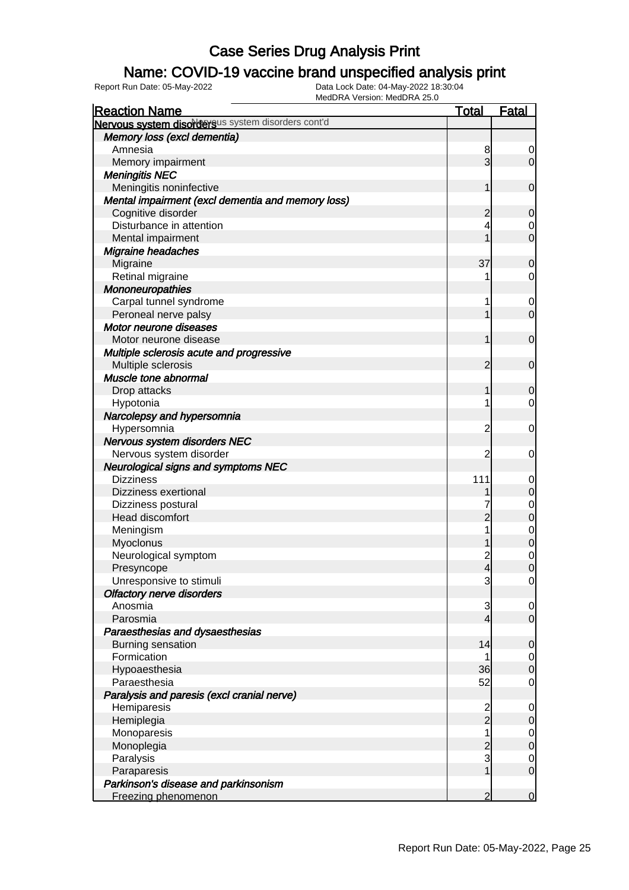# Case Series Drug Analysis Print

## Name: COVID-19 vaccine brand unspecified analysis print

Report Run Date: 05-May-2022

Data Lock Date: 04-May-2022 18:30:04

MedDRA Version: MedDRA 25.0

| Reaction Name | Total | Fatal |
|---|---|---|
| **Nervous system disorders** Nervous system disorders cont'd | | |
| ***Memory loss (excl dementia)*** | | |
| Amnesia | 8 | 0 |
| Memory impairment | 3 | 0 |
| ***Meningitis NEC*** | | |
| Meningitis noninfective | 1 | 0 |
| ***Mental impairment (excl dementia and memory loss)*** | | |
| Cognitive disorder | 2 | 0 |
| Disturbance in attention | 4 | 0 |
| Mental impairment | 1 | 0 |
| ***Migraine headaches*** | | |
| Migraine | 37 | 0 |
| Retinal migraine | 1 | 0 |
| ***Mononeuropathies*** | | |
| Carpal tunnel syndrome | 1 | 0 |
| Peroneal nerve palsy | 1 | 0 |
| ***Motor neurone diseases*** | | |
| Motor neurone disease | 1 | 0 |
| ***Multiple sclerosis acute and progressive*** | | |
| Multiple sclerosis | 2 | 0 |
| ***Muscle tone abnormal*** | | |
| Drop attacks | 1 | 0 |
| Hypotonia | 1 | 0 |
| ***Narcolepsy and hypersomnia*** | | |
| Hypersomnia | 2 | 0 |
| ***Nervous system disorders NEC*** | | |
| Nervous system disorder | 2 | 0 |
| ***Neurological signs and symptoms NEC*** | | |
| Dizziness | 111 | 0 |
| Dizziness exertional | 1 | 0 |
| Dizziness postural | 7 | 0 |
| Head discomfort | 2 | 0 |
| Meningism | 1 | 0 |
| Myoclonus | 1 | 0 |
| Neurological symptom | 2 | 0 |
| Presyncope | 4 | 0 |
| Unresponsive to stimuli | 3 | 0 |
| ***Olfactory nerve disorders*** | | |
| Anosmia | 3 | 0 |
| Parosmia | 4 | 0 |
| ***Paraesthesias and dysaesthesias*** | | |
| Burning sensation | 14 | 0 |
| Formication | 1 | 0 |
| Hypoaesthesia | 36 | 0 |
| Paraesthesia | 52 | 0 |
| ***Paralysis and paresis (excl cranial nerve)*** | | |
| Hemiparesis | 2 | 0 |
| Hemiplegia | 2 | 0 |
| Monoparesis | 1 | 0 |
| Monoplegia | 2 | 0 |
| Paralysis | 3 | 0 |
| Paraparesis | 1 | 0 |
| ***Parkinson's disease and parkinsonism*** | | |
| Freezing phenomenon | 2 | 0 |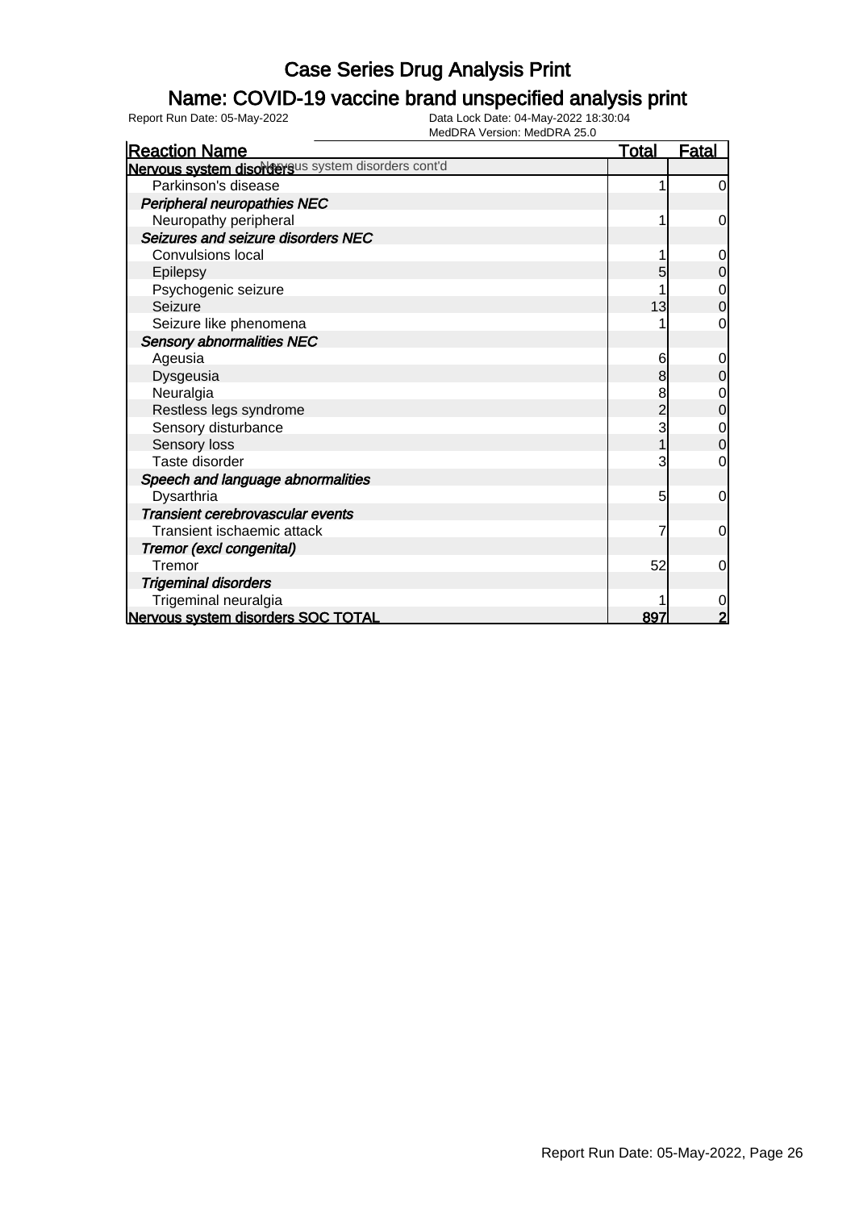# Case Series Drug Analysis Print

## Name: COVID-19 vaccine brand unspecified analysis print

Report Run Date: 05-May-2022    Data Lock Date: 04-May-2022 18:30:04
MedDRA Version: MedDRA 25.0

| Reaction Name | Total | Fatal |
|---|---|---|
| **Nervous system disorders** Nervous system disorders cont'd | | |
| Parkinson's disease | 1 | 0 |
| *Peripheral neuropathies NEC* | | |
| Neuropathy peripheral | 1 | 0 |
| *Seizures and seizure disorders NEC* | | |
| Convulsions local | 1 | 0 |
| Epilepsy | 5 | 0 |
| Psychogenic seizure | 1 | 0 |
| Seizure | 13 | 0 |
| Seizure like phenomena | 1 | 0 |
| *Sensory abnormalities NEC* | | |
| Ageusia | 6 | 0 |
| Dysgeusia | 8 | 0 |
| Neuralgia | 8 | 0 |
| Restless legs syndrome | 2 | 0 |
| Sensory disturbance | 3 | 0 |
| Sensory loss | 1 | 0 |
| Taste disorder | 3 | 0 |
| *Speech and language abnormalities* | | |
| Dysarthria | 5 | 0 |
| *Transient cerebrovascular events* | | |
| Transient ischaemic attack | 7 | 0 |
| *Tremor (excl congenital)* | | |
| Tremor | 52 | 0 |
| *Trigeminal disorders* | | |
| Trigeminal neuralgia | 1 | 0 |
| **Nervous system disorders SOC TOTAL** | **897** | **2** |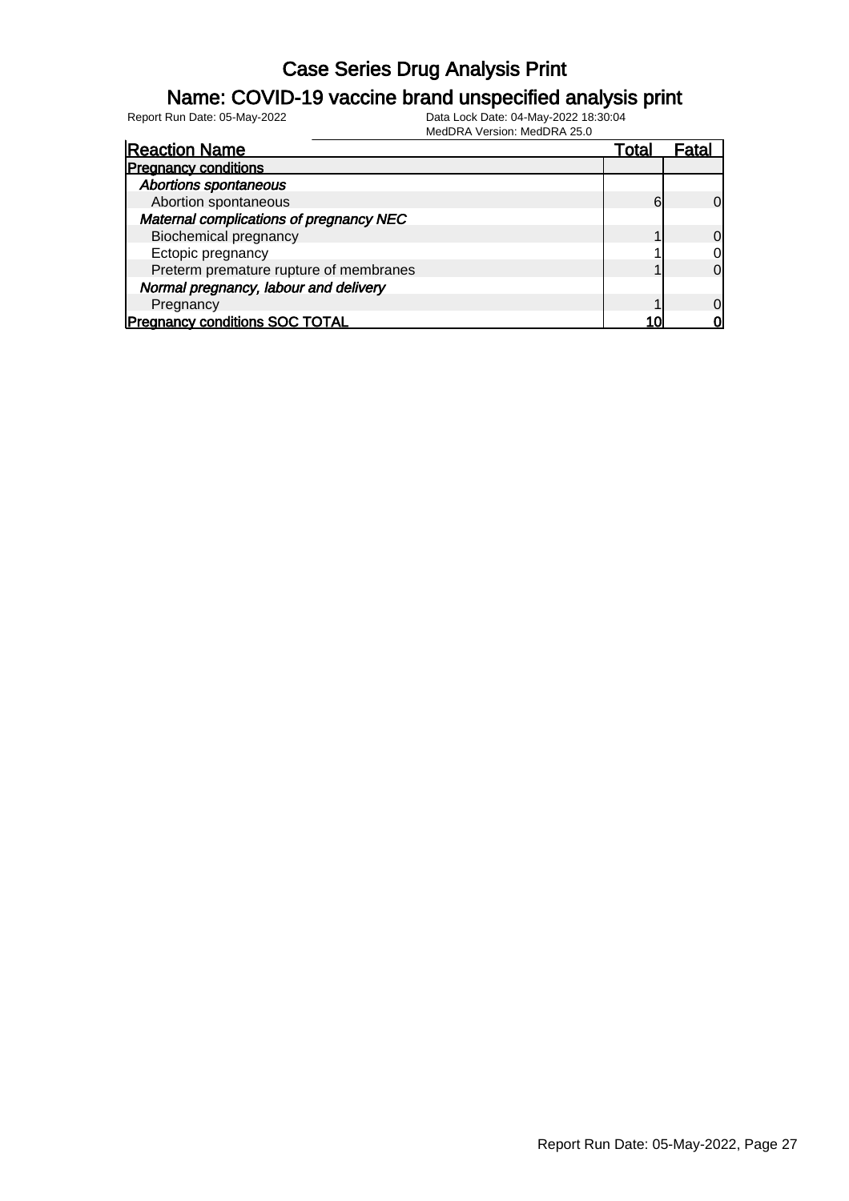# Case Series Drug Analysis Print

## Name: COVID-19 vaccine brand unspecified analysis print

Report Run Date: 05-May-2022

Data Lock Date: 04-May-2022 18:30:04

MedDRA Version: MedDRA 25.0

| Reaction Name | Total | Fatal |
|---|---|---|
| **Pregnancy conditions** | | |
| ***Abortions spontaneous*** | | |
| Abortion spontaneous | 6 | 0 |
| ***Maternal complications of pregnancy NEC*** | | |
| Biochemical pregnancy | 1 | 0 |
| Ectopic pregnancy | 1 | 0 |
| Preterm premature rupture of membranes | 1 | 0 |
| ***Normal pregnancy, labour and delivery*** | | |
| Pregnancy | 1 | 0 |
| **Pregnancy conditions SOC TOTAL** | **10** | **0** |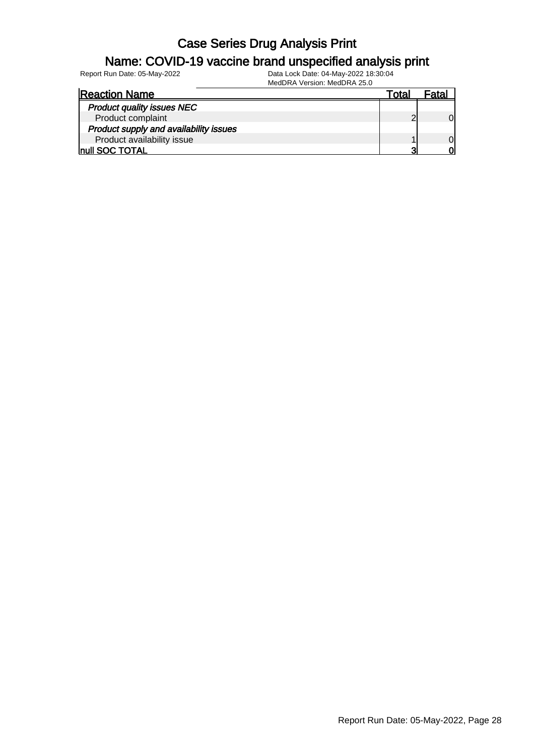# Case Series Drug Analysis Print

## Name: COVID-19 vaccine brand unspecified analysis print

Report Run Date: 05-May-2022 | Data Lock Date: 04-May-2022 18:30:04 | MedDRA Version: MedDRA 25.0

| Reaction Name | Total | Fatal |
|---|---|---|
| ***Product quality issues NEC*** | | |
| Product complaint | 2 | 0 |
| ***Product supply and availability issues*** | | |
| Product availability issue | 1 | 0 |
| **null SOC TOTAL** | **3** | **0** |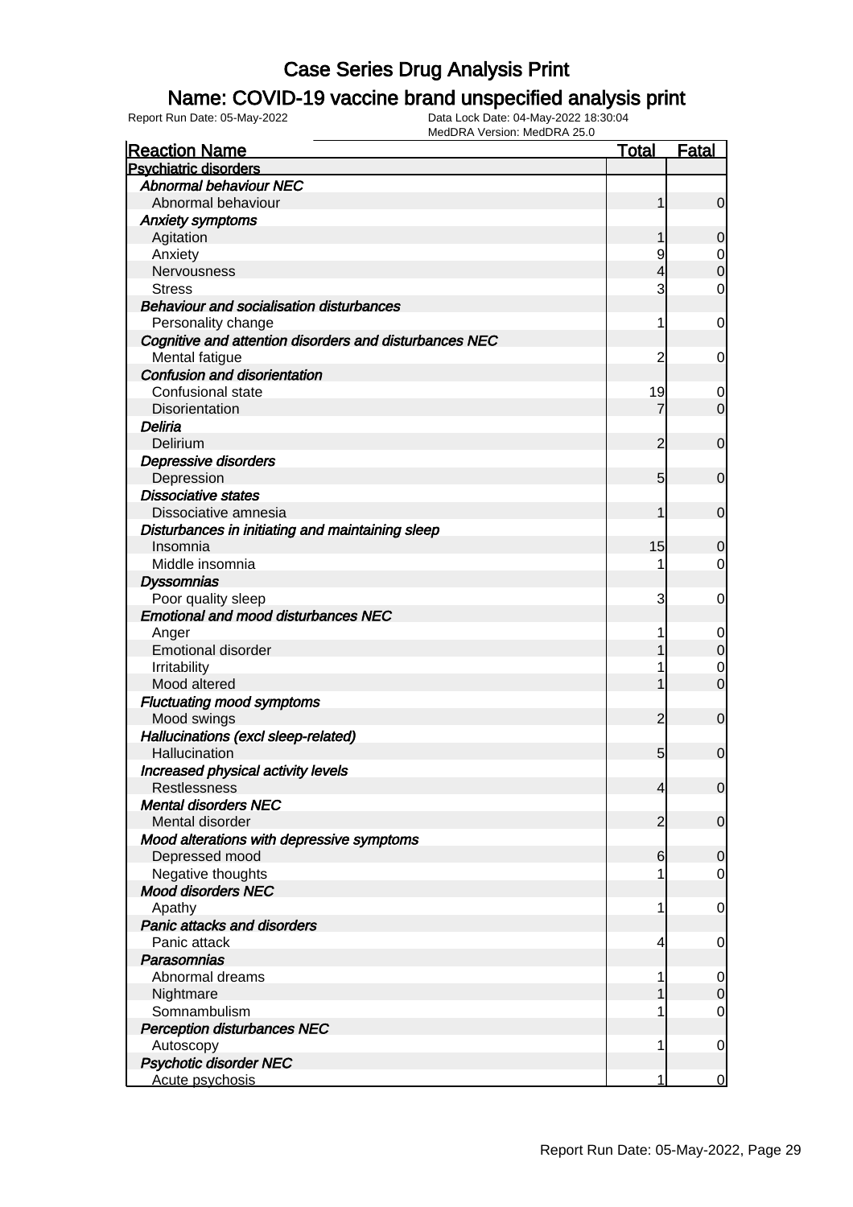# Case Series Drug Analysis Print

## Name: COVID-19 vaccine brand unspecified analysis print

Report Run Date: 05-May-2022

Data Lock Date: 04-May-2022 18:30:04

MedDRA Version: MedDRA 25.0

| Reaction Name | Total | Fatal |
|---|---|---|
| **Psychiatric disorders** | | |
| ***Abnormal behaviour NEC*** | | |
| Abnormal behaviour | 1 | 0 |
| ***Anxiety symptoms*** | | |
| Agitation | 1 | 0 |
| Anxiety | 9 | 0 |
| Nervousness | 4 | 0 |
| Stress | 3 | 0 |
| ***Behaviour and socialisation disturbances*** | | |
| Personality change | 1 | 0 |
| ***Cognitive and attention disorders and disturbances NEC*** | | |
| Mental fatigue | 2 | 0 |
| ***Confusion and disorientation*** | | |
| Confusional state | 19 | 0 |
| Disorientation | 7 | 0 |
| ***Deliria*** | | |
| Delirium | 2 | 0 |
| ***Depressive disorders*** | | |
| Depression | 5 | 0 |
| ***Dissociative states*** | | |
| Dissociative amnesia | 1 | 0 |
| ***Disturbances in initiating and maintaining sleep*** | | |
| Insomnia | 15 | 0 |
| Middle insomnia | 1 | 0 |
| ***Dyssomnias*** | | |
| Poor quality sleep | 3 | 0 |
| ***Emotional and mood disturbances NEC*** | | |
| Anger | 1 | 0 |
| Emotional disorder | 1 | 0 |
| Irritability | 1 | 0 |
| Mood altered | 1 | 0 |
| ***Fluctuating mood symptoms*** | | |
| Mood swings | 2 | 0 |
| ***Hallucinations (excl sleep-related)*** | | |
| Hallucination | 5 | 0 |
| ***Increased physical activity levels*** | | |
| Restlessness | 4 | 0 |
| ***Mental disorders NEC*** | | |
| Mental disorder | 2 | 0 |
| ***Mood alterations with depressive symptoms*** | | |
| Depressed mood | 6 | 0 |
| Negative thoughts | 1 | 0 |
| ***Mood disorders NEC*** | | |
| Apathy | 1 | 0 |
| ***Panic attacks and disorders*** | | |
| Panic attack | 4 | 0 |
| ***Parasomnias*** | | |
| Abnormal dreams | 1 | 0 |
| Nightmare | 1 | 0 |
| Somnambulism | 1 | 0 |
| ***Perception disturbances NEC*** | | |
| Autoscopy | 1 | 0 |
| ***Psychotic disorder NEC*** | | |
| Acute psychosis | 1 | 0 |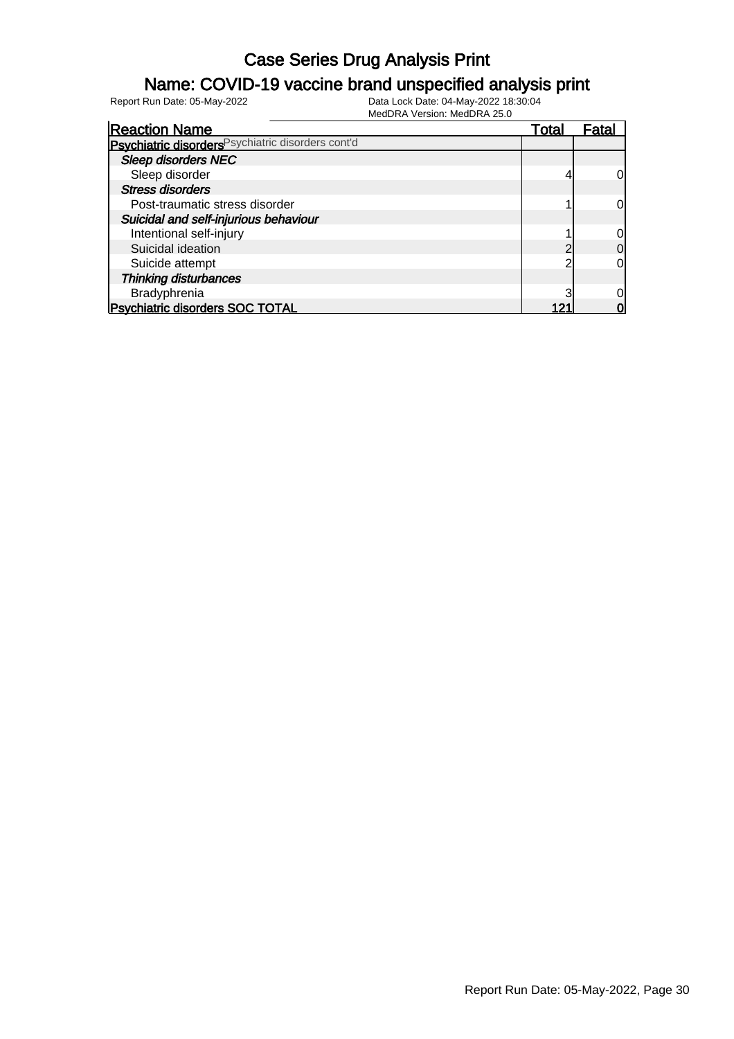# Case Series Drug Analysis Print

## Name: COVID-19 vaccine brand unspecified analysis print

Report Run Date: 05-May-2022

Data Lock Date: 04-May-2022 18:30:04

MedDRA Version: MedDRA 25.0

| Reaction Name | Total | Fatal |
|---|---|---|
| **Psychiatric disorders** Psychiatric disorders cont'd | | |
| ***Sleep disorders NEC*** | | |
| Sleep disorder | 4 | 0 |
| ***Stress disorders*** | | |
| Post-traumatic stress disorder | 1 | 0 |
| ***Suicidal and self-injurious behaviour*** | | |
| Intentional self-injury | 1 | 0 |
| Suicidal ideation | 2 | 0 |
| Suicide attempt | 2 | 0 |
| ***Thinking disturbances*** | | |
| Bradyphrenia | 3 | 0 |
| **Psychiatric disorders SOC TOTAL** | **121** | **0** |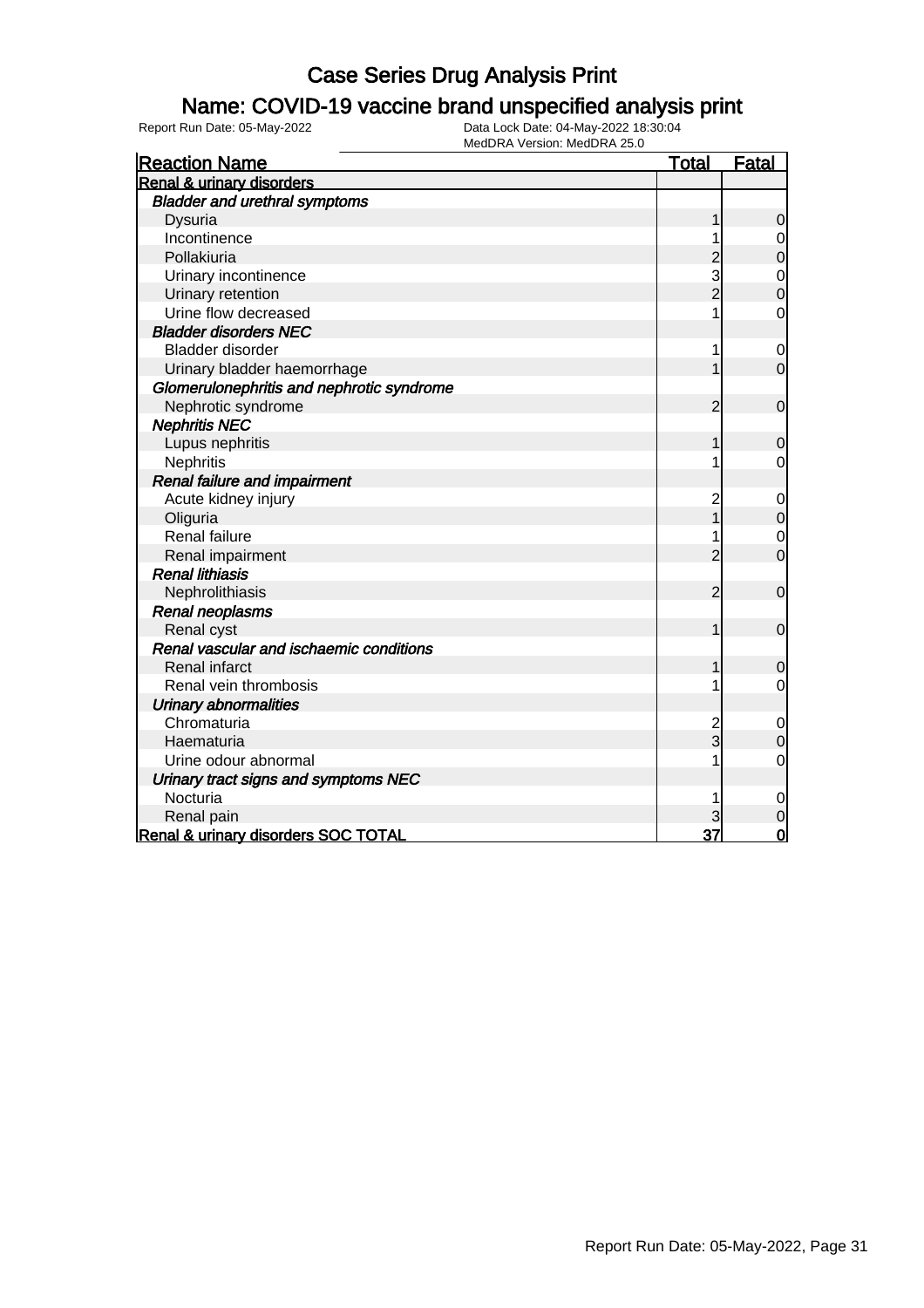# Case Series Drug Analysis Print

## Name: COVID-19 vaccine brand unspecified analysis print

Report Run Date: 05-May-2022

Data Lock Date: 04-May-2022 18:30:04
MedDRA Version: MedDRA 25.0

| Reaction Name | Total | Fatal |
|---|---|---|
| **Renal & urinary disorders** | | |
| ***Bladder and urethral symptoms*** | | |
| Dysuria | 1 | 0 |
| Incontinence | 1 | 0 |
| Pollakiuria | 2 | 0 |
| Urinary incontinence | 3 | 0 |
| Urinary retention | 2 | 0 |
| Urine flow decreased | 1 | 0 |
| ***Bladder disorders NEC*** | | |
| Bladder disorder | 1 | 0 |
| Urinary bladder haemorrhage | 1 | 0 |
| ***Glomerulonephritis and nephrotic syndrome*** | | |
| Nephrotic syndrome | 2 | 0 |
| ***Nephritis NEC*** | | |
| Lupus nephritis | 1 | 0 |
| Nephritis | 1 | 0 |
| ***Renal failure and impairment*** | | |
| Acute kidney injury | 2 | 0 |
| Oliguria | 1 | 0 |
| Renal failure | 1 | 0 |
| Renal impairment | 2 | 0 |
| ***Renal lithiasis*** | | |
| Nephrolithiasis | 2 | 0 |
| ***Renal neoplasms*** | | |
| Renal cyst | 1 | 0 |
| ***Renal vascular and ischaemic conditions*** | | |
| Renal infarct | 1 | 0 |
| Renal vein thrombosis | 1 | 0 |
| ***Urinary abnormalities*** | | |
| Chromaturia | 2 | 0 |
| Haematuria | 3 | 0 |
| Urine odour abnormal | 1 | 0 |
| ***Urinary tract signs and symptoms NEC*** | | |
| Nocturia | 1 | 0 |
| Renal pain | 3 | 0 |
| **Renal & urinary disorders SOC TOTAL** | **37** | **0** |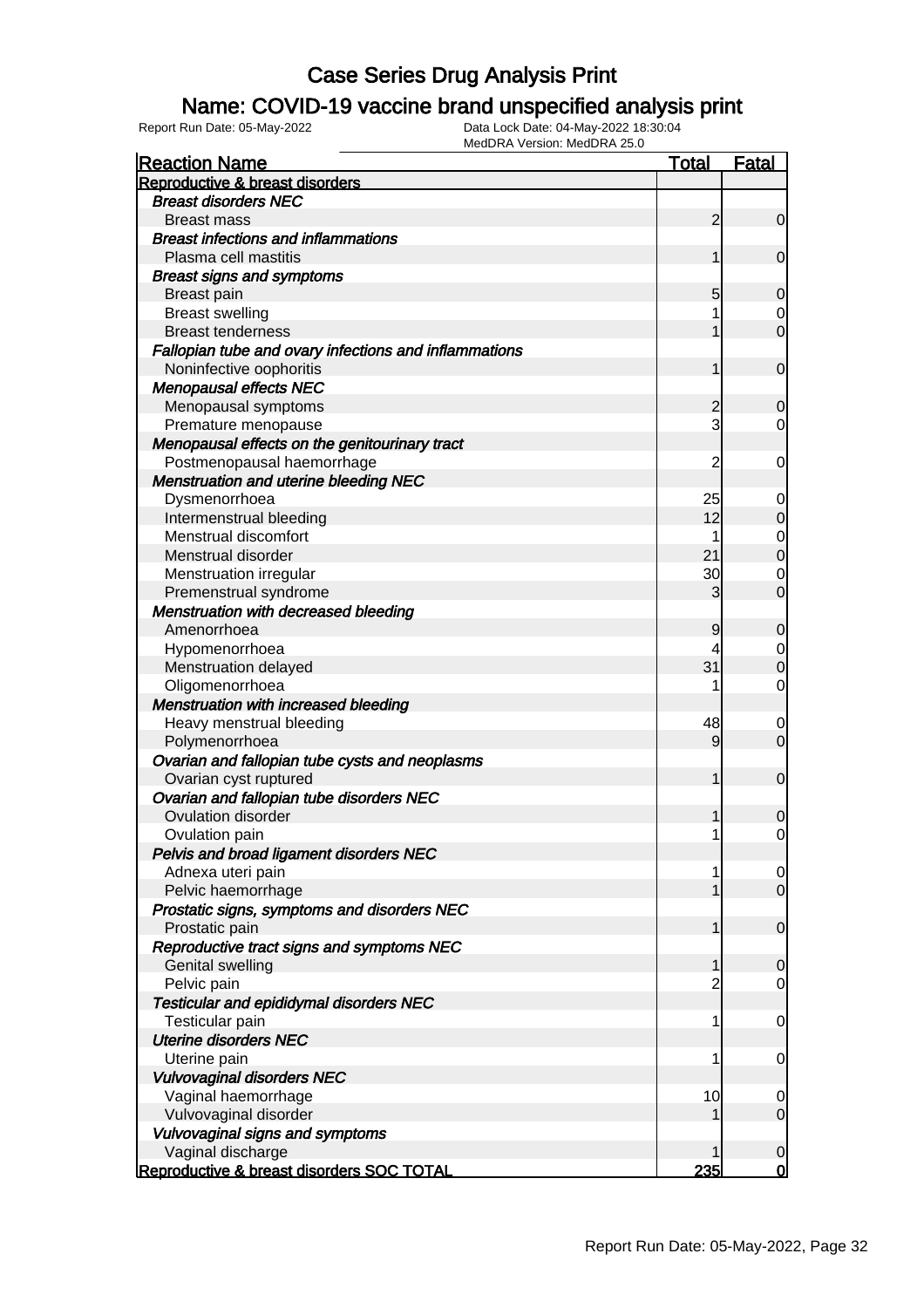# Case Series Drug Analysis Print

## Name: COVID-19 vaccine brand unspecified analysis print

Report Run Date: 05-May-2022

Data Lock Date: 04-May-2022 18:30:04

MedDRA Version: MedDRA 25.0

| Reaction Name | Total | Fatal |
|---|---|---|
| **Reproductive & breast disorders** | | |
| ***Breast disorders NEC*** | | |
| Breast mass | 2 | 0 |
| ***Breast infections and inflammations*** | | |
| Plasma cell mastitis | 1 | 0 |
| ***Breast signs and symptoms*** | | |
| Breast pain | 5 | 0 |
| Breast swelling | 1 | 0 |
| Breast tenderness | 1 | 0 |
| ***Fallopian tube and ovary infections and inflammations*** | | |
| Noninfective oophoritis | 1 | 0 |
| ***Menopausal effects NEC*** | | |
| Menopausal symptoms | 2 | 0 |
| Premature menopause | 3 | 0 |
| ***Menopausal effects on the genitourinary tract*** | | |
| Postmenopausal haemorrhage | 2 | 0 |
| ***Menstruation and uterine bleeding NEC*** | | |
| Dysmenorrhoea | 25 | 0 |
| Intermenstrual bleeding | 12 | 0 |
| Menstrual discomfort | 1 | 0 |
| Menstrual disorder | 21 | 0 |
| Menstruation irregular | 30 | 0 |
| Premenstrual syndrome | 3 | 0 |
| ***Menstruation with decreased bleeding*** | | |
| Amenorrhoea | 9 | 0 |
| Hypomenorrhoea | 4 | 0 |
| Menstruation delayed | 31 | 0 |
| Oligomenorrhoea | 1 | 0 |
| ***Menstruation with increased bleeding*** | | |
| Heavy menstrual bleeding | 48 | 0 |
| Polymenorrhoea | 9 | 0 |
| ***Ovarian and fallopian tube cysts and neoplasms*** | | |
| Ovarian cyst ruptured | 1 | 0 |
| ***Ovarian and fallopian tube disorders NEC*** | | |
| Ovulation disorder | 1 | 0 |
| Ovulation pain | 1 | 0 |
| ***Pelvis and broad ligament disorders NEC*** | | |
| Adnexa uteri pain | 1 | 0 |
| Pelvic haemorrhage | 1 | 0 |
| ***Prostatic signs, symptoms and disorders NEC*** | | |
| Prostatic pain | 1 | 0 |
| ***Reproductive tract signs and symptoms NEC*** | | |
| Genital swelling | 1 | 0 |
| Pelvic pain | 2 | 0 |
| ***Testicular and epididymal disorders NEC*** | | |
| Testicular pain | 1 | 0 |
| ***Uterine disorders NEC*** | | |
| Uterine pain | 1 | 0 |
| ***Vulvovaginal disorders NEC*** | | |
| Vaginal haemorrhage | 10 | 0 |
| Vulvovaginal disorder | 1 | 0 |
| ***Vulvovaginal signs and symptoms*** | | |
| Vaginal discharge | 1 | 0 |
| **Reproductive & breast disorders SOC TOTAL** | **235** | **0** |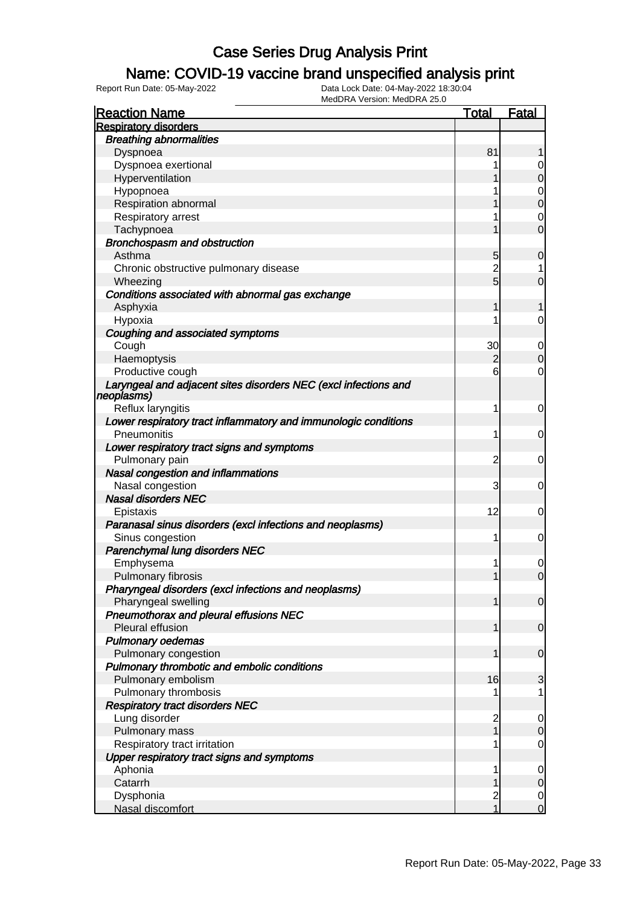# Case Series Drug Analysis Print

## Name: COVID-19 vaccine brand unspecified analysis print

Report Run Date: 05-May-2022 | Data Lock Date: 04-May-2022 18:30:04 | MedDRA Version: MedDRA 25.0

| Reaction Name | Total | Fatal |
|---|---|---|
| **Respiratory disorders** | | |
| ***Breathing abnormalities*** | | |
| Dyspnoea | 81 | 1 |
| Dyspnoea exertional | 1 | 0 |
| Hyperventilation | 1 | 0 |
| Hypopnoea | 1 | 0 |
| Respiration abnormal | 1 | 0 |
| Respiratory arrest | 1 | 0 |
| Tachypnoea | 1 | 0 |
| ***Bronchospasm and obstruction*** | | |
| Asthma | 5 | 0 |
| Chronic obstructive pulmonary disease | 2 | 1 |
| Wheezing | 5 | 0 |
| ***Conditions associated with abnormal gas exchange*** | | |
| Asphyxia | 1 | 1 |
| Hypoxia | 1 | 0 |
| ***Coughing and associated symptoms*** | | |
| Cough | 30 | 0 |
| Haemoptysis | 2 | 0 |
| Productive cough | 6 | 0 |
| ***Laryngeal and adjacent sites disorders NEC (excl infections and neoplasms)*** | | |
| Reflux laryngitis | 1 | 0 |
| ***Lower respiratory tract inflammatory and immunologic conditions*** | | |
| Pneumonitis | 1 | 0 |
| ***Lower respiratory tract signs and symptoms*** | | |
| Pulmonary pain | 2 | 0 |
| ***Nasal congestion and inflammations*** | | |
| Nasal congestion | 3 | 0 |
| ***Nasal disorders NEC*** | | |
| Epistaxis | 12 | 0 |
| ***Paranasal sinus disorders (excl infections and neoplasms)*** | | |
| Sinus congestion | 1 | 0 |
| ***Parenchymal lung disorders NEC*** | | |
| Emphysema | 1 | 0 |
| Pulmonary fibrosis | 1 | 0 |
| ***Pharyngeal disorders (excl infections and neoplasms)*** | | |
| Pharyngeal swelling | 1 | 0 |
| ***Pneumothorax and pleural effusions NEC*** | | |
| Pleural effusion | 1 | 0 |
| ***Pulmonary oedemas*** | | |
| Pulmonary congestion | 1 | 0 |
| ***Pulmonary thrombotic and embolic conditions*** | | |
| Pulmonary embolism | 16 | 3 |
| Pulmonary thrombosis | 1 | 1 |
| ***Respiratory tract disorders NEC*** | | |
| Lung disorder | 2 | 0 |
| Pulmonary mass | 1 | 0 |
| Respiratory tract irritation | 1 | 0 |
| ***Upper respiratory tract signs and symptoms*** | | |
| Aphonia | 1 | 0 |
| Catarrh | 1 | 0 |
| Dysphonia | 2 | 0 |
| Nasal discomfort | 1 | 0 |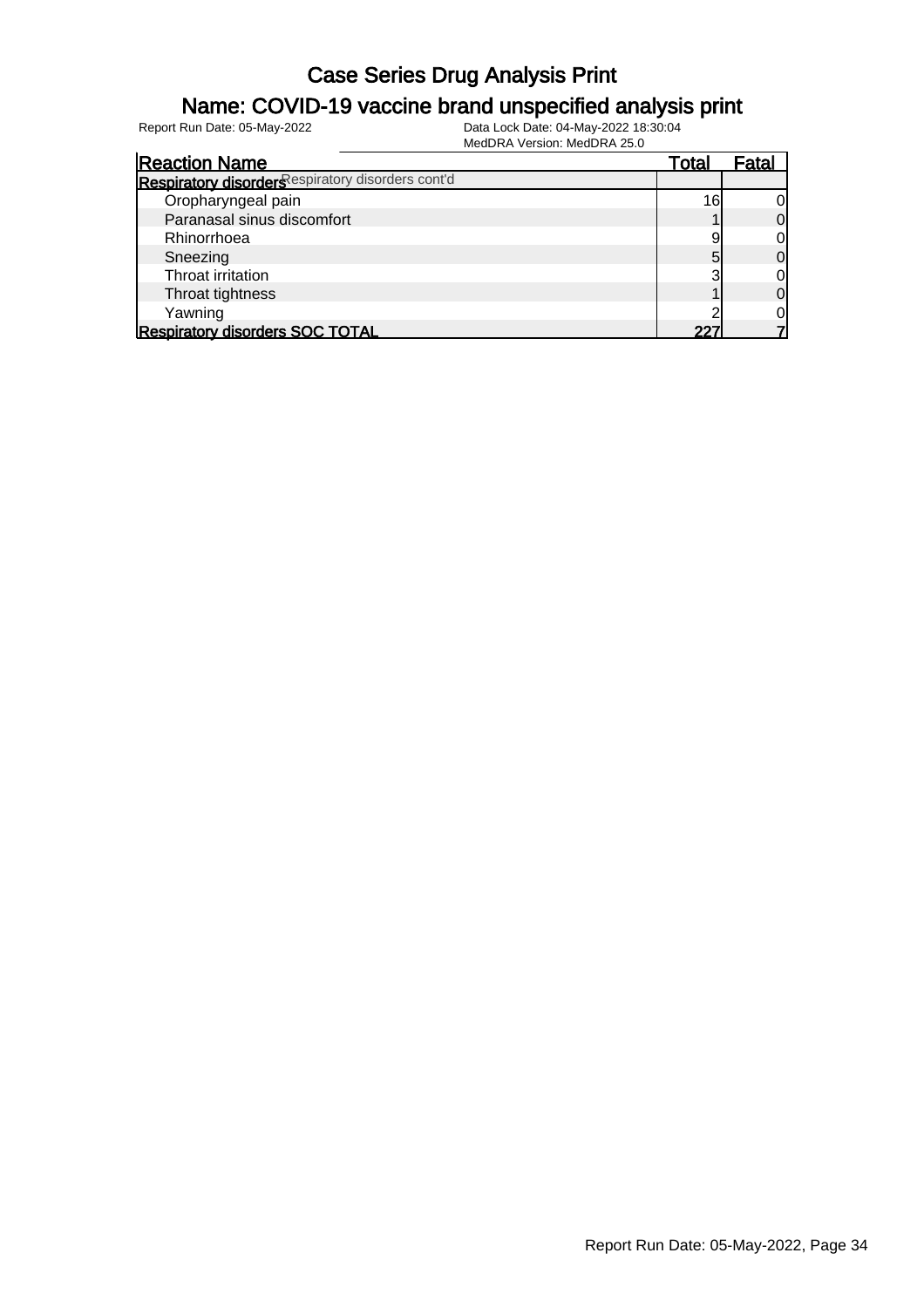# Case Series Drug Analysis Print

## Name: COVID-19 vaccine brand unspecified analysis print

Report Run Date: 05-May-2022

Data Lock Date: 04-May-2022 18:30:04

MedDRA Version: MedDRA 25.0

| Reaction Name | Total | Fatal |
|---|---|---|
| **Respiratory disorders** Respiratory disorders cont'd | | |
| Oropharyngeal pain | 16 | 0 |
| Paranasal sinus discomfort | 1 | 0 |
| Rhinorrhoea | 9 | 0 |
| Sneezing | 5 | 0 |
| Throat irritation | 3 | 0 |
| Throat tightness | 1 | 0 |
| Yawning | 2 | 0 |
| **Respiratory disorders SOC TOTAL** | **227** | **7** |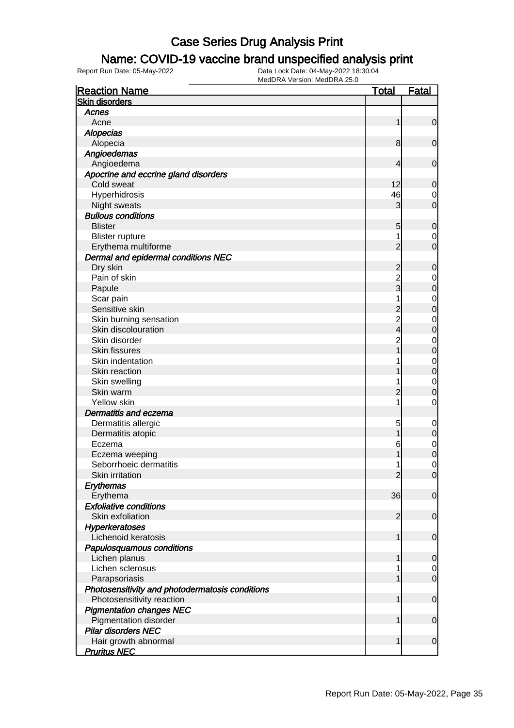# Case Series Drug Analysis Print

## Name: COVID-19 vaccine brand unspecified analysis print

Report Run Date: 05-May-2022

Data Lock Date: 04-May-2022 18:30:04

MedDRA Version: MedDRA 25.0

| Reaction Name | Total | Fatal |
|---|---|---|
| **Skin disorders** | | |
| ***Acnes*** | | |
| Acne | 1 | 0 |
| ***Alopecias*** | | |
| Alopecia | 8 | 0 |
| ***Angioedemas*** | | |
| Angioedema | 4 | 0 |
| ***Apocrine and eccrine gland disorders*** | | |
| Cold sweat | 12 | 0 |
| Hyperhidrosis | 46 | 0 |
| Night sweats | 3 | 0 |
| ***Bullous conditions*** | | |
| Blister | 5 | 0 |
| Blister rupture | 1 | 0 |
| Erythema multiforme | 2 | 0 |
| ***Dermal and epidermal conditions NEC*** | | |
| Dry skin | 2 | 0 |
| Pain of skin | 2 | 0 |
| Papule | 3 | 0 |
| Scar pain | 1 | 0 |
| Sensitive skin | 2 | 0 |
| Skin burning sensation | 2 | 0 |
| Skin discolouration | 4 | 0 |
| Skin disorder | 2 | 0 |
| Skin fissures | 1 | 0 |
| Skin indentation | 1 | 0 |
| Skin reaction | 1 | 0 |
| Skin swelling | 1 | 0 |
| Skin warm | 2 | 0 |
| Yellow skin | 1 | 0 |
| ***Dermatitis and eczema*** | | |
| Dermatitis allergic | 5 | 0 |
| Dermatitis atopic | 1 | 0 |
| Eczema | 6 | 0 |
| Eczema weeping | 1 | 0 |
| Seborrhoeic dermatitis | 1 | 0 |
| Skin irritation | 2 | 0 |
| ***Erythemas*** | | |
| Erythema | 36 | 0 |
| ***Exfoliative conditions*** | | |
| Skin exfoliation | 2 | 0 |
| ***Hyperkeratoses*** | | |
| Lichenoid keratosis | 1 | 0 |
| ***Papulosquamous conditions*** | | |
| Lichen planus | 1 | 0 |
| Lichen sclerosus | 1 | 0 |
| Parapsoriasis | 1 | 0 |
| ***Photosensitivity and photodermatosis conditions*** | | |
| Photosensitivity reaction | 1 | 0 |
| ***Pigmentation changes NEC*** | | |
| Pigmentation disorder | 1 | 0 |
| ***Pilar disorders NEC*** | | |
| Hair growth abnormal | 1 | 0 |
| ***Pruritus NEC*** | | |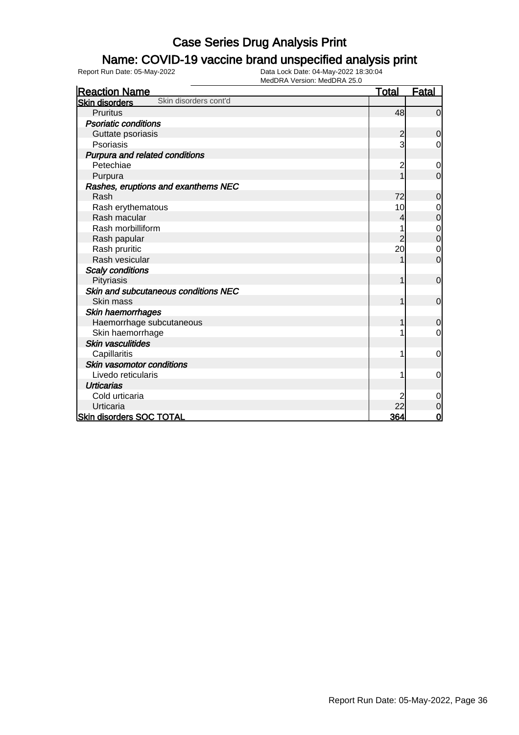# Case Series Drug Analysis Print

## Name: COVID-19 vaccine brand unspecified analysis print

Report Run Date: 05-May-2022 | Data Lock Date: 04-May-2022 18:30:04 | MedDRA Version: MedDRA 25.0

| Reaction Name | Total | Fatal |
|---|---|---|
| **Skin disorders** Skin disorders cont'd | | |
| Pruritus | 48 | 0 |
| ***Psoriatic conditions*** | | |
| Guttate psoriasis | 2 | 0 |
| Psoriasis | 3 | 0 |
| ***Purpura and related conditions*** | | |
| Petechiae | 2 | 0 |
| Purpura | 1 | 0 |
| ***Rashes, eruptions and exanthems NEC*** | | |
| Rash | 72 | 0 |
| Rash erythematous | 10 | 0 |
| Rash macular | 4 | 0 |
| Rash morbilliform | 1 | 0 |
| Rash papular | 2 | 0 |
| Rash pruritic | 20 | 0 |
| Rash vesicular | 1 | 0 |
| ***Scaly conditions*** | | |
| Pityriasis | 1 | 0 |
| ***Skin and subcutaneous conditions NEC*** | | |
| Skin mass | 1 | 0 |
| ***Skin haemorrhages*** | | |
| Haemorrhage subcutaneous | 1 | 0 |
| Skin haemorrhage | 1 | 0 |
| ***Skin vasculitides*** | | |
| Capillaritis | 1 | 0 |
| ***Skin vasomotor conditions*** | | |
| Livedo reticularis | 1 | 0 |
| ***Urticarias*** | | |
| Cold urticaria | 2 | 0 |
| Urticaria | 22 | 0 |
| **Skin disorders SOC TOTAL** | **364** | **0** |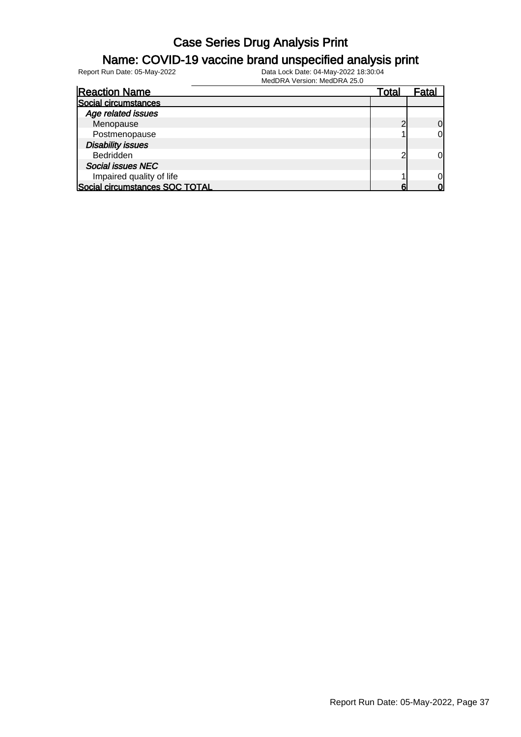# Case Series Drug Analysis Print

## Name: COVID-19 vaccine brand unspecified analysis print

Report Run Date: 05-May-2022

Data Lock Date: 04-May-2022 18:30:04
MedDRA Version: MedDRA 25.0

| Reaction Name | Total | Fatal |
|---|---|---|
| **Social circumstances** | | |
| *Age related issues* | | |
| Menopause | 2 | 0 |
| Postmenopause | 1 | 0 |
| *Disability issues* | | |
| Bedridden | 2 | 0 |
| *Social issues NEC* | | |
| Impaired quality of life | 1 | 0 |
| **Social circumstances SOC TOTAL** | **6** | **0** |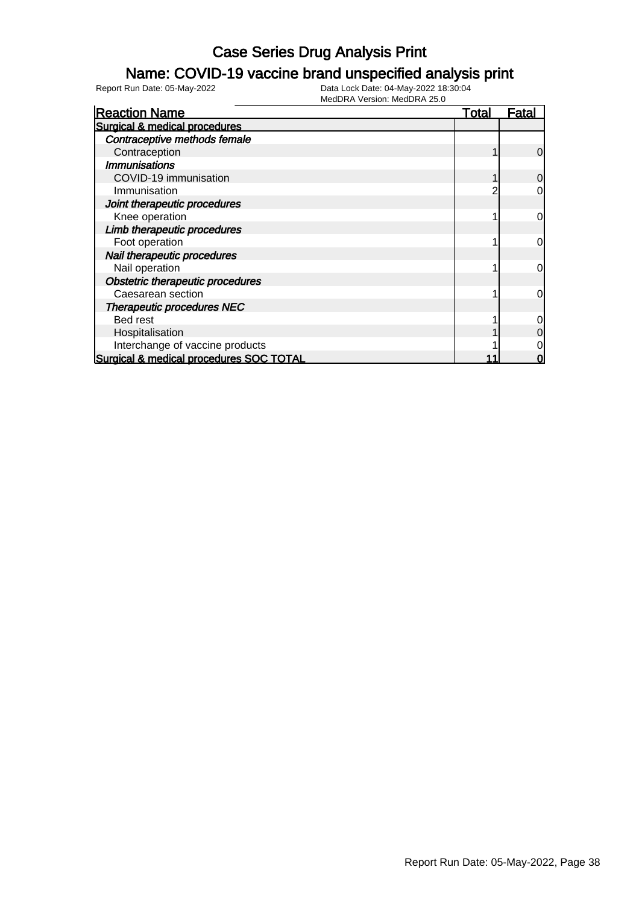# Case Series Drug Analysis Print

## Name: COVID-19 vaccine brand unspecified analysis print

Report Run Date: 05-May-2022 | Data Lock Date: 04-May-2022 18:30:04 | MedDRA Version: MedDRA 25.0

| Reaction Name | Total | Fatal |
|---|---|---|
| **Surgical & medical procedures** | | |
| *Contraceptive methods female* | | |
| Contraception | 1 | 0 |
| *Immunisations* | | |
| COVID-19 immunisation | 1 | 0 |
| Immunisation | 2 | 0 |
| *Joint therapeutic procedures* | | |
| Knee operation | 1 | 0 |
| *Limb therapeutic procedures* | | |
| Foot operation | 1 | 0 |
| *Nail therapeutic procedures* | | |
| Nail operation | 1 | 0 |
| *Obstetric therapeutic procedures* | | |
| Caesarean section | 1 | 0 |
| *Therapeutic procedures NEC* | | |
| Bed rest | 1 | 0 |
| Hospitalisation | 1 | 0 |
| Interchange of vaccine products | 1 | 0 |
| **Surgical & medical procedures SOC TOTAL** | **11** | **0** |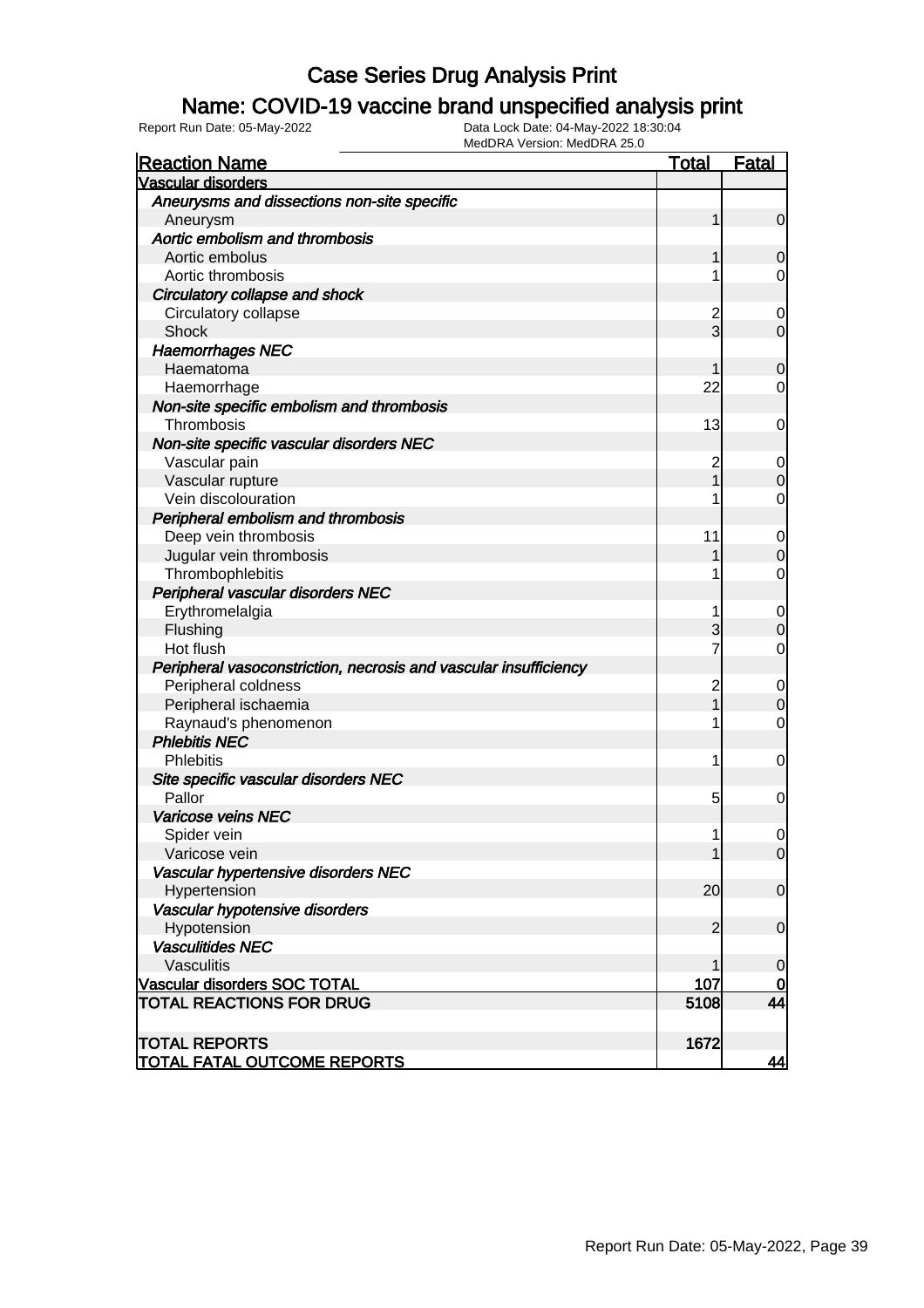# Case Series Drug Analysis Print

## Name: COVID-19 vaccine brand unspecified analysis print

Report Run Date: 05-May-2022    Data Lock Date: 04-May-2022 18:30:04
MedDRA Version: MedDRA 25.0

| Reaction Name | Total | Fatal |
|---|---|---|
| Vascular disorders | | |
| *Aneurysms and dissections non-site specific* | | |
| Aneurysm | 1 | 0 |
| *Aortic embolism and thrombosis* | | |
| Aortic embolus | 1 | 0 |
| Aortic thrombosis | 1 | 0 |
| *Circulatory collapse and shock* | | |
| Circulatory collapse | 2 | 0 |
| Shock | 3 | 0 |
| *Haemorrhages NEC* | | |
| Haematoma | 1 | 0 |
| Haemorrhage | 22 | 0 |
| *Non-site specific embolism and thrombosis* | | |
| Thrombosis | 13 | 0 |
| *Non-site specific vascular disorders NEC* | | |
| Vascular pain | 2 | 0 |
| Vascular rupture | 1 | 0 |
| Vein discolouration | 1 | 0 |
| *Peripheral embolism and thrombosis* | | |
| Deep vein thrombosis | 11 | 0 |
| Jugular vein thrombosis | 1 | 0 |
| Thrombophlebitis | 1 | 0 |
| *Peripheral vascular disorders NEC* | | |
| Erythromelalgia | 1 | 0 |
| Flushing | 3 | 0 |
| Hot flush | 7 | 0 |
| *Peripheral vasoconstriction, necrosis and vascular insufficiency* | | |
| Peripheral coldness | 2 | 0 |
| Peripheral ischaemia | 1 | 0 |
| Raynaud's phenomenon | 1 | 0 |
| *Phlebitis NEC* | | |
| Phlebitis | 1 | 0 |
| *Site specific vascular disorders NEC* | | |
| Pallor | 5 | 0 |
| *Varicose veins NEC* | | |
| Spider vein | 1 | 0 |
| Varicose vein | 1 | 0 |
| *Vascular hypertensive disorders NEC* | | |
| Hypertension | 20 | 0 |
| *Vascular hypotensive disorders* | | |
| Hypotension | 2 | 0 |
| *Vasculitides NEC* | | |
| Vasculitis | 1 | 0 |
| Vascular disorders SOC TOTAL | 107 | 0 |
| **TOTAL REACTIONS FOR DRUG** | **5108** | **44** |
| | | |
| **TOTAL REPORTS** | **1672** | |
| **TOTAL FATAL OUTCOME REPORTS** | | **44** |